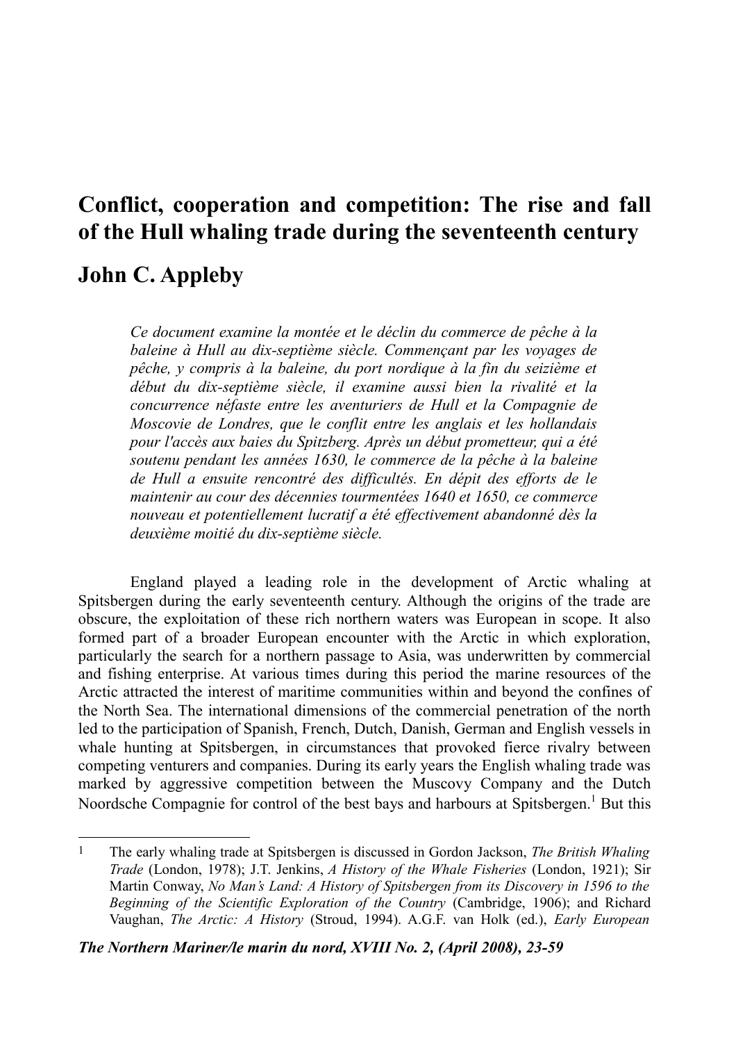# Conflict, cooperation and competition: The rise and fall of the Hull whaling trade during the seventeenth century

## John C. Appleby

*Ce document examine la montée et le déclin du commerce de pêche à la baleine à Hull au dix-septième siècle. Commençant par les voyages de pêche, y compris à la baleine, du port nordique à la fin du seizième et début du dix-septième siècle, il examine aussi bien la rivalité et la concurrence néfaste entre les aventuriers de Hull et la Compagnie de Moscovie de Londres, que le conflit entre les anglais et les hollandais pour l'accès aux baies du Spitzberg. Après un début prometteur, qui a été soutenu pendant les années 1630, le commerce de la pêche à la baleine de Hull a ensuite rencontré des difficultés. En dépit des efforts de le maintenir au cour des décennies tourmentées 1640 et 1650, ce commerce nouveau et potentiellement lucratif a été effectivement abandonné dès la deuxième moitié du dix-septième siècle.*

England played a leading role in the development of Arctic whaling at Spitsbergen during the early seventeenth century. Although the origins of the trade are obscure, the exploitation of these rich northern waters was European in scope. It also formed part of a broader European encounter with the Arctic in which exploration, particularly the search for a northern passage to Asia, was underwritten by commercial and fishing enterprise. At various times during this period the marine resources of the Arctic attracted the interest of maritime communities within and beyond the confines of the North Sea. The international dimensions of the commercial penetration of the north led to the participation of Spanish, French, Dutch, Danish, German and English vessels in whale hunting at Spitsbergen, in circumstances that provoked fierce rivalry between competing venturers and companies. During its early years the English whaling trade was marked by aggressive competition between the Muscovy Company and the Dutch Noordsche Compagnie for control of the best bays and harbours at Spitsbergen.[1] But this

[1] The early whaling trade at Spitsbergen is discussed in Gordon Jackson, *The British Whaling Trade* (London, 1978); J.T. Jenkins, *A History of the Whale Fisheries* (London, 1921); Sir Martin Conway, *No Man's Land: A History of Spitsbergen from its Discovery in 1596 to the Beginning of the Scientific Exploration of the Country* (Cambridge, 1906); and Richard Vaughan, *The Arctic: A History* (Stroud, 1994). A.G.F. van Holk (ed.), *Early European*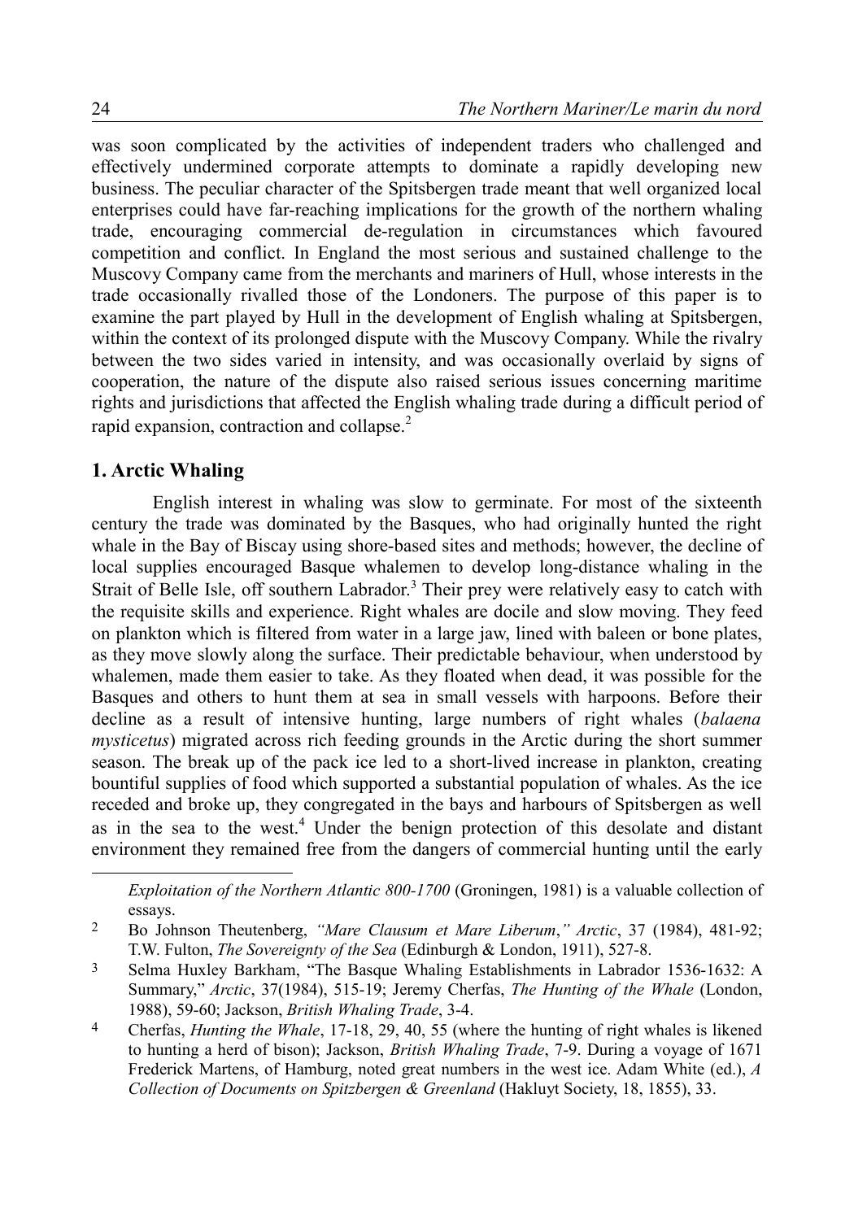was soon complicated by the activities of independent traders who challenged and effectively undermined corporate attempts to dominate a rapidly developing new business. The peculiar character of the Spitsbergen trade meant that well organized local enterprises could have far-reaching implications for the growth of the northern whaling trade, encouraging commercial de-regulation in circumstances which favoured competition and conflict. In England the most serious and sustained challenge to the Muscovy Company came from the merchants and mariners of Hull, whose interests in the trade occasionally rivalled those of the Londoners. The purpose of this paper is to examine the part played by Hull in the development of English whaling at Spitsbergen, within the context of its prolonged dispute with the Muscovy Company. While the rivalry between the two sides varied in intensity, and was occasionally overlaid by signs of cooperation, the nature of the dispute also raised serious issues concerning maritime rights and jurisdictions that affected the English whaling trade during a difficult period of rapid expansion, contraction and collapse.[2]

## 1. Arctic Whaling

English interest in whaling was slow to germinate. For most of the sixteenth century the trade was dominated by the Basques, who had originally hunted the right whale in the Bay of Biscay using shore-based sites and methods; however, the decline of local supplies encouraged Basque whalemen to develop long-distance whaling in the Strait of Belle Isle, off southern Labrador.[3] Their prey were relatively easy to catch with the requisite skills and experience. Right whales are docile and slow moving. They feed on plankton which is filtered from water in a large jaw, lined with baleen or bone plates, as they move slowly along the surface. Their predictable behaviour, when understood by whalemen, made them easier to take. As they floated when dead, it was possible for the Basques and others to hunt them at sea in small vessels with harpoons. Before their decline as a result of intensive hunting, large numbers of right whales (*balaena mysticetus*) migrated across rich feeding grounds in the Arctic during the short summer season. The break up of the pack ice led to a short-lived increase in plankton, creating bountiful supplies of food which supported a substantial population of whales. As the ice receded and broke up, they congregated in the bays and harbours of Spitsbergen as well as in the sea to the west.[4] Under the benign protection of this desolate and distant environment they remained free from the dangers of commercial hunting until the early

---

*Exploitation of the Northern Atlantic 800-1700* (Groningen, 1981) is a valuable collection of essays.

2 Bo Johnson Theutenberg, *"Mare Clausum et Mare Liberum," Arctic*, 37 (1984), 481-92; T.W. Fulton, *The Sovereignty of the Sea* (Edinburgh & London, 1911), 527-8.

3 Selma Huxley Barkham, "The Basque Whaling Establishments in Labrador 1536-1632: A Summary," *Arctic*, 37(1984), 515-19; Jeremy Cherfas, *The Hunting of the Whale* (London, 1988), 59-60; Jackson, *British Whaling Trade*, 3-4.

4 Cherfas, *Hunting the Whale*, 17-18, 29, 40, 55 (where the hunting of right whales is likened to hunting a herd of bison); Jackson, *British Whaling Trade*, 7-9. During a voyage of 1671 Frederick Martens, of Hamburg, noted great numbers in the west ice. Adam White (ed.), *A Collection of Documents on Spitzbergen & Greenland* (Hakluyt Society, 18, 1855), 33.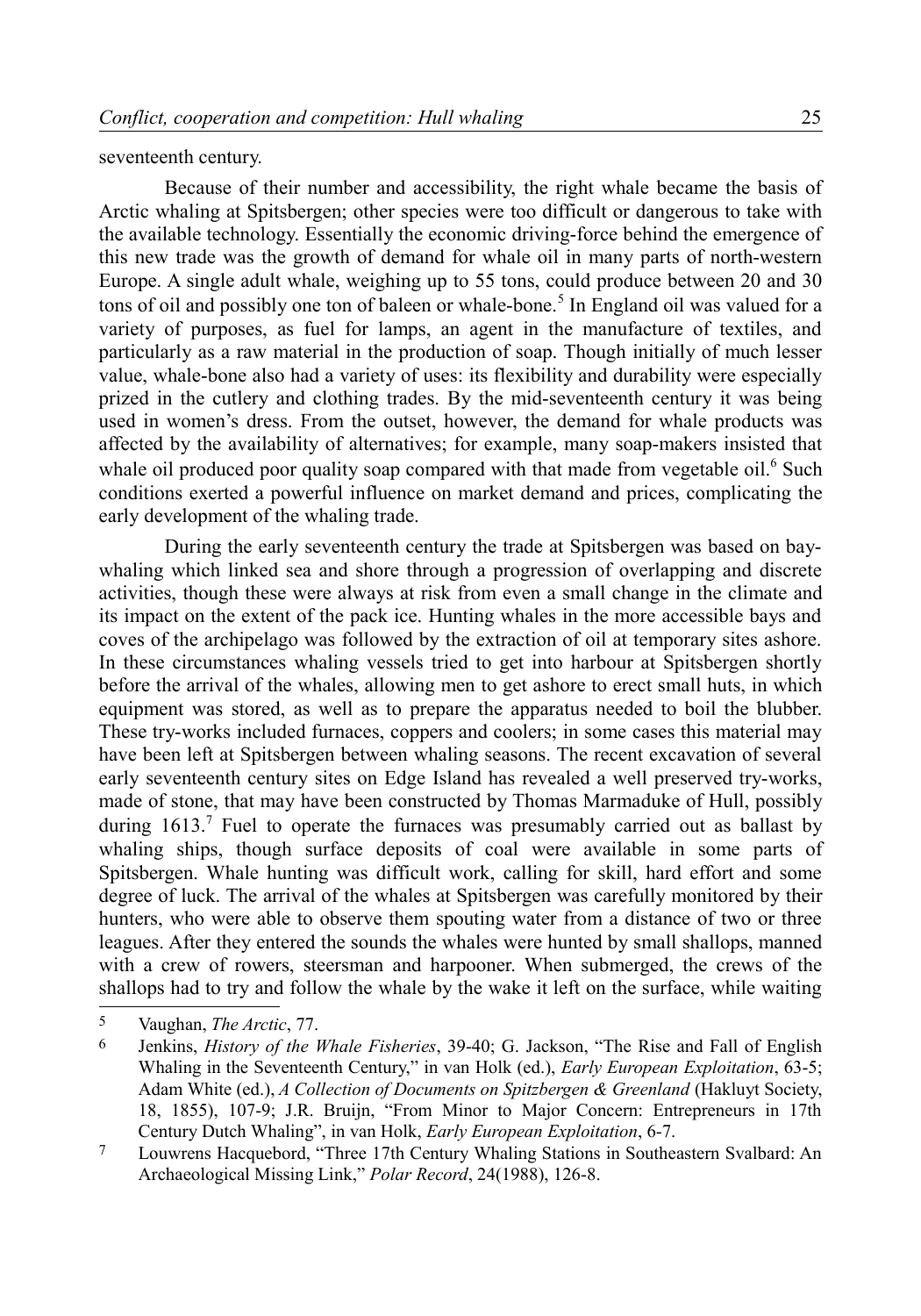seventeenth century.

Because of their number and accessibility, the right whale became the basis of Arctic whaling at Spitsbergen; other species were too difficult or dangerous to take with the available technology. Essentially the economic driving-force behind the emergence of this new trade was the growth of demand for whale oil in many parts of north-western Europe. A single adult whale, weighing up to 55 tons, could produce between 20 and 30 tons of oil and possibly one ton of baleen or whale-bone.[5] In England oil was valued for a variety of purposes, as fuel for lamps, an agent in the manufacture of textiles, and particularly as a raw material in the production of soap. Though initially of much lesser value, whale-bone also had a variety of uses: its flexibility and durability were especially prized in the cutlery and clothing trades. By the mid-seventeenth century it was being used in women's dress. From the outset, however, the demand for whale products was affected by the availability of alternatives; for example, many soap-makers insisted that whale oil produced poor quality soap compared with that made from vegetable oil.[6] Such conditions exerted a powerful influence on market demand and prices, complicating the early development of the whaling trade.

During the early seventeenth century the trade at Spitsbergen was based on bay-whaling which linked sea and shore through a progression of overlapping and discrete activities, though these were always at risk from even a small change in the climate and its impact on the extent of the pack ice. Hunting whales in the more accessible bays and coves of the archipelago was followed by the extraction of oil at temporary sites ashore. In these circumstances whaling vessels tried to get into harbour at Spitsbergen shortly before the arrival of the whales, allowing men to get ashore to erect small huts, in which equipment was stored, as well as to prepare the apparatus needed to boil the blubber. These try-works included furnaces, coppers and coolers; in some cases this material may have been left at Spitsbergen between whaling seasons. The recent excavation of several early seventeenth century sites on Edge Island has revealed a well preserved try-works, made of stone, that may have been constructed by Thomas Marmaduke of Hull, possibly during 1613.[7] Fuel to operate the furnaces was presumably carried out as ballast by whaling ships, though surface deposits of coal were available in some parts of Spitsbergen. Whale hunting was difficult work, calling for skill, hard effort and some degree of luck. The arrival of the whales at Spitsbergen was carefully monitored by their hunters, who were able to observe them spouting water from a distance of two or three leagues. After they entered the sounds the whales were hunted by small shallops, manned with a crew of rowers, steersman and harpooner. When submerged, the crews of the shallops had to try and follow the whale by the wake it left on the surface, while waiting

---

5 Vaughan, *The Arctic*, 77.

6 Jenkins, *History of the Whale Fisheries*, 39-40; G. Jackson, "The Rise and Fall of English Whaling in the Seventeenth Century," in van Holk (ed.), *Early European Exploitation*, 63-5; Adam White (ed.), *A Collection of Documents on Spitzbergen & Greenland* (Hakluyt Society, 18, 1855), 107-9; J.R. Bruijn, "From Minor to Major Concern: Entrepreneurs in 17th Century Dutch Whaling", in van Holk, *Early European Exploitation*, 6-7.

7 Louwrens Hacquebord, "Three 17th Century Whaling Stations in Southeastern Svalbard: An Archaeological Missing Link," *Polar Record*, 24(1988), 126-8.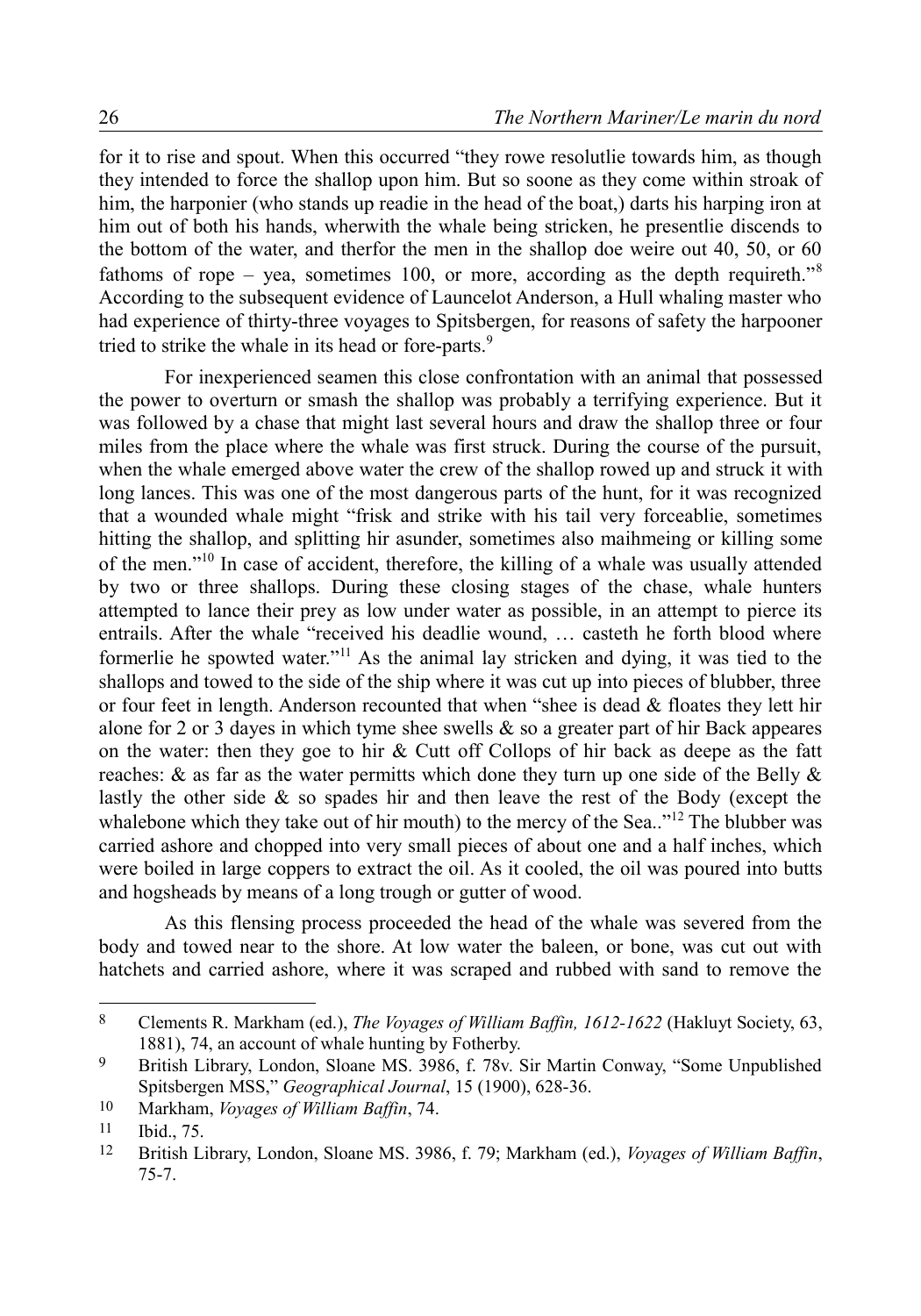for it to rise and spout. When this occurred "they rowe resolutlie towards him, as though they intended to force the shallop upon him. But so soone as they come within stroak of him, the harponier (who stands up readie in the head of the boat,) darts his harping iron at him out of both his hands, wherwith the whale being stricken, he presentlie discends to the bottom of the water, and therfor the men in the shallop doe weire out 40, 50, or 60 fathoms of rope – yea, sometimes 100, or more, according as the depth requireth."[8] According to the subsequent evidence of Launcelot Anderson, a Hull whaling master who had experience of thirty-three voyages to Spitsbergen, for reasons of safety the harpooner tried to strike the whale in its head or fore-parts.[9]

For inexperienced seamen this close confrontation with an animal that possessed the power to overturn or smash the shallop was probably a terrifying experience. But it was followed by a chase that might last several hours and draw the shallop three or four miles from the place where the whale was first struck. During the course of the pursuit, when the whale emerged above water the crew of the shallop rowed up and struck it with long lances. This was one of the most dangerous parts of the hunt, for it was recognized that a wounded whale might "frisk and strike with his tail very forceablie, sometimes hitting the shallop, and splitting hir asunder, sometimes also maihmeing or killing some of the men."[10] In case of accident, therefore, the killing of a whale was usually attended by two or three shallops. During these closing stages of the chase, whale hunters attempted to lance their prey as low under water as possible, in an attempt to pierce its entrails. After the whale "received his deadlie wound, … casteth he forth blood where formerlie he spowted water."[11] As the animal lay stricken and dying, it was tied to the shallops and towed to the side of the ship where it was cut up into pieces of blubber, three or four feet in length. Anderson recounted that when "shee is dead & floates they lett hir alone for 2 or 3 dayes in which tyme shee swells & so a greater part of hir Back appeares on the water: then they goe to hir & Cutt off Collops of hir back as deepe as the fatt reaches: & as far as the water permitts which done they turn up one side of the Belly & lastly the other side & so spades hir and then leave the rest of the Body (except the whalebone which they take out of hir mouth) to the mercy of the Sea.."[12] The blubber was carried ashore and chopped into very small pieces of about one and a half inches, which were boiled in large coppers to extract the oil. As it cooled, the oil was poured into butts and hogsheads by means of a long trough or gutter of wood.

As this flensing process proceeded the head of the whale was severed from the body and towed near to the shore. At low water the baleen, or bone, was cut out with hatchets and carried ashore, where it was scraped and rubbed with sand to remove the

---

8 Clements R. Markham (ed.), *The Voyages of William Baffin, 1612-1622* (Hakluyt Society, 63, 1881), 74, an account of whale hunting by Fotherby.

9 British Library, London, Sloane MS. 3986, f. 78v. Sir Martin Conway, "Some Unpublished Spitsbergen MSS," *Geographical Journal*, 15 (1900), 628-36.

10 Markham, *Voyages of William Baffin*, 74.

11 Ibid., 75.

12 British Library, London, Sloane MS. 3986, f. 79; Markham (ed.), *Voyages of William Baffin*, 75-7.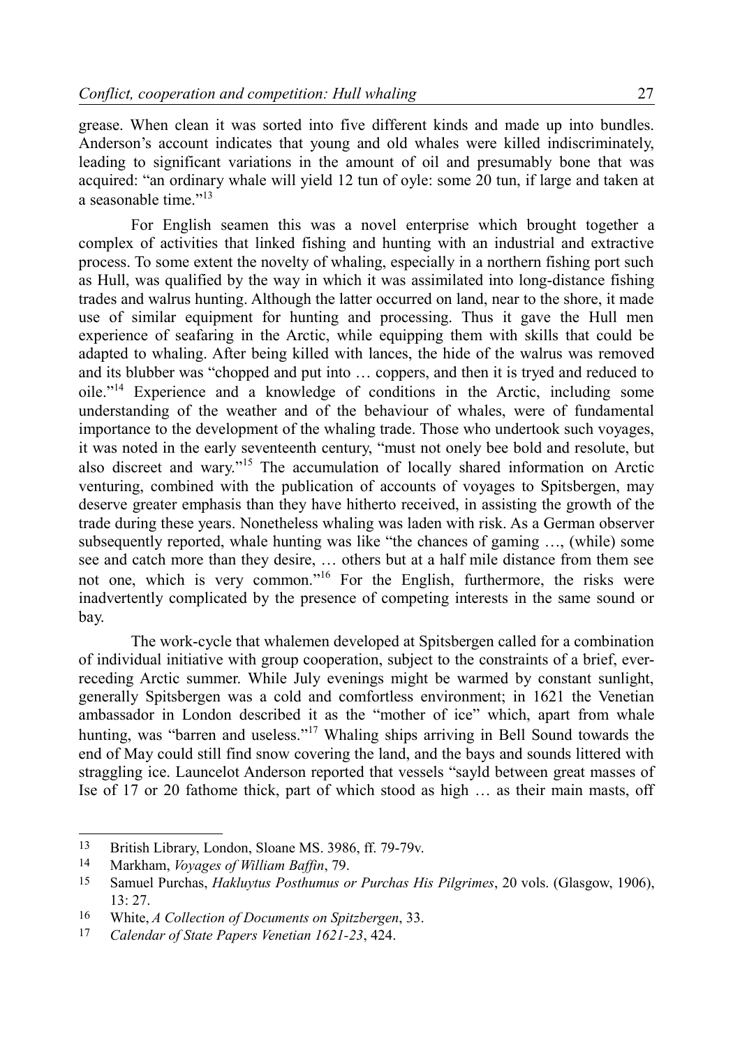grease. When clean it was sorted into five different kinds and made up into bundles. Anderson's account indicates that young and old whales were killed indiscriminately, leading to significant variations in the amount of oil and presumably bone that was acquired: "an ordinary whale will yield 12 tun of oyle: some 20 tun, if large and taken at a seasonable time."[13]

For English seamen this was a novel enterprise which brought together a complex of activities that linked fishing and hunting with an industrial and extractive process. To some extent the novelty of whaling, especially in a northern fishing port such as Hull, was qualified by the way in which it was assimilated into long-distance fishing trades and walrus hunting. Although the latter occurred on land, near to the shore, it made use of similar equipment for hunting and processing. Thus it gave the Hull men experience of seafaring in the Arctic, while equipping them with skills that could be adapted to whaling. After being killed with lances, the hide of the walrus was removed and its blubber was "chopped and put into … coppers, and then it is tryed and reduced to oile."[14] Experience and a knowledge of conditions in the Arctic, including some understanding of the weather and of the behaviour of whales, were of fundamental importance to the development of the whaling trade. Those who undertook such voyages, it was noted in the early seventeenth century, "must not onely bee bold and resolute, but also discreet and wary."[15] The accumulation of locally shared information on Arctic venturing, combined with the publication of accounts of voyages to Spitsbergen, may deserve greater emphasis than they have hitherto received, in assisting the growth of the trade during these years. Nonetheless whaling was laden with risk. As a German observer subsequently reported, whale hunting was like "the chances of gaming …, (while) some see and catch more than they desire, … others but at a half mile distance from them see not one, which is very common."[16] For the English, furthermore, the risks were inadvertently complicated by the presence of competing interests in the same sound or bay.

The work-cycle that whalemen developed at Spitsbergen called for a combination of individual initiative with group cooperation, subject to the constraints of a brief, ever-receding Arctic summer. While July evenings might be warmed by constant sunlight, generally Spitsbergen was a cold and comfortless environment; in 1621 the Venetian ambassador in London described it as the "mother of ice" which, apart from whale hunting, was "barren and useless."[17] Whaling ships arriving in Bell Sound towards the end of May could still find snow covering the land, and the bays and sounds littered with straggling ice. Launcelot Anderson reported that vessels "sayld between great masses of Ise of 17 or 20 fathome thick, part of which stood as high … as their main masts, off

---

13 British Library, London, Sloane MS. 3986, ff. 79-79v.

14 Markham, *Voyages of William Baffin*, 79.

15 Samuel Purchas, *Hakluytus Posthumus or Purchas His Pilgrimes*, 20 vols. (Glasgow, 1906), 13: 27.

16 White, *A Collection of Documents on Spitzbergen*, 33.

17 *Calendar of State Papers Venetian 1621-23*, 424.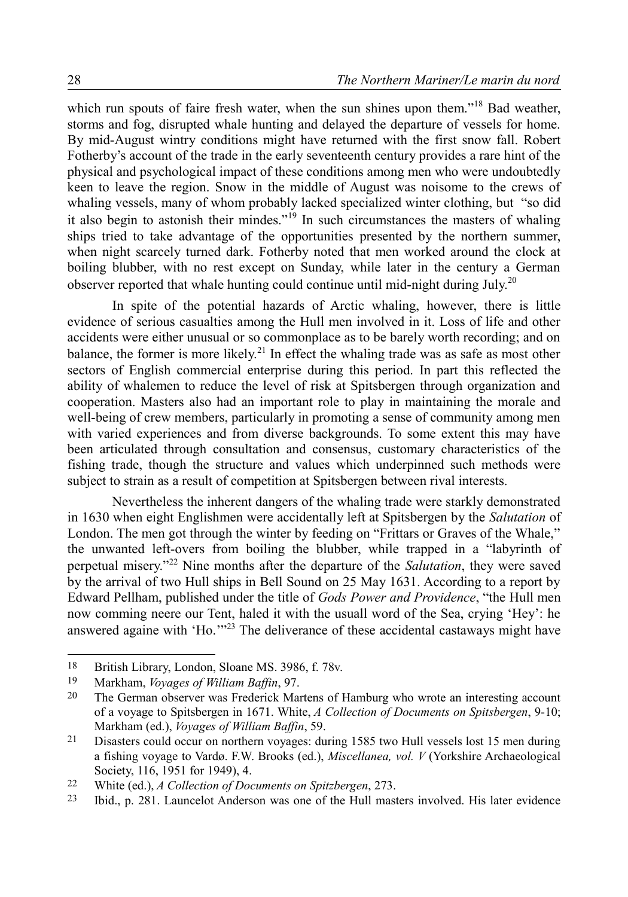which run spouts of faire fresh water, when the sun shines upon them."[18] Bad weather, storms and fog, disrupted whale hunting and delayed the departure of vessels for home. By mid-August wintry conditions might have returned with the first snow fall. Robert Fotherby's account of the trade in the early seventeenth century provides a rare hint of the physical and psychological impact of these conditions among men who were undoubtedly keen to leave the region. Snow in the middle of August was noisome to the crews of whaling vessels, many of whom probably lacked specialized winter clothing, but "so did it also begin to astonish their mindes."[19] In such circumstances the masters of whaling ships tried to take advantage of the opportunities presented by the northern summer, when night scarcely turned dark. Fotherby noted that men worked around the clock at boiling blubber, with no rest except on Sunday, while later in the century a German observer reported that whale hunting could continue until mid-night during July.[20]

In spite of the potential hazards of Arctic whaling, however, there is little evidence of serious casualties among the Hull men involved in it. Loss of life and other accidents were either unusual or so commonplace as to be barely worth recording; and on balance, the former is more likely.[21] In effect the whaling trade was as safe as most other sectors of English commercial enterprise during this period. In part this reflected the ability of whalemen to reduce the level of risk at Spitsbergen through organization and cooperation. Masters also had an important role to play in maintaining the morale and well-being of crew members, particularly in promoting a sense of community among men with varied experiences and from diverse backgrounds. To some extent this may have been articulated through consultation and consensus, customary characteristics of the fishing trade, though the structure and values which underpinned such methods were subject to strain as a result of competition at Spitsbergen between rival interests.

Nevertheless the inherent dangers of the whaling trade were starkly demonstrated in 1630 when eight Englishmen were accidentally left at Spitsbergen by the *Salutation* of London. The men got through the winter by feeding on "Frittars or Graves of the Whale," the unwanted left-overs from boiling the blubber, while trapped in a "labyrinth of perpetual misery."[22] Nine months after the departure of the *Salutation*, they were saved by the arrival of two Hull ships in Bell Sound on 25 May 1631. According to a report by Edward Pellham, published under the title of *Gods Power and Providence*, "the Hull men now comming neere our Tent, haled it with the usuall word of the Sea, crying 'Hey': he answered againe with 'Ho.'"[23] The deliverance of these accidental castaways might have

---

18 British Library, London, Sloane MS. 3986, f. 78v.

19 Markham, *Voyages of William Baffin*, 97.

20 The German observer was Frederick Martens of Hamburg who wrote an interesting account of a voyage to Spitsbergen in 1671. White, *A Collection of Documents on Spitsbergen*, 9-10; Markham (ed.), *Voyages of William Baffin*, 59.

21 Disasters could occur on northern voyages: during 1585 two Hull vessels lost 15 men during a fishing voyage to Vardø. F.W. Brooks (ed.), *Miscellanea, vol. V* (Yorkshire Archaeological Society, 116, 1951 for 1949), 4.

22 White (ed.), *A Collection of Documents on Spitzbergen*, 273.

23 Ibid., p. 281. Launcelot Anderson was one of the Hull masters involved. His later evidence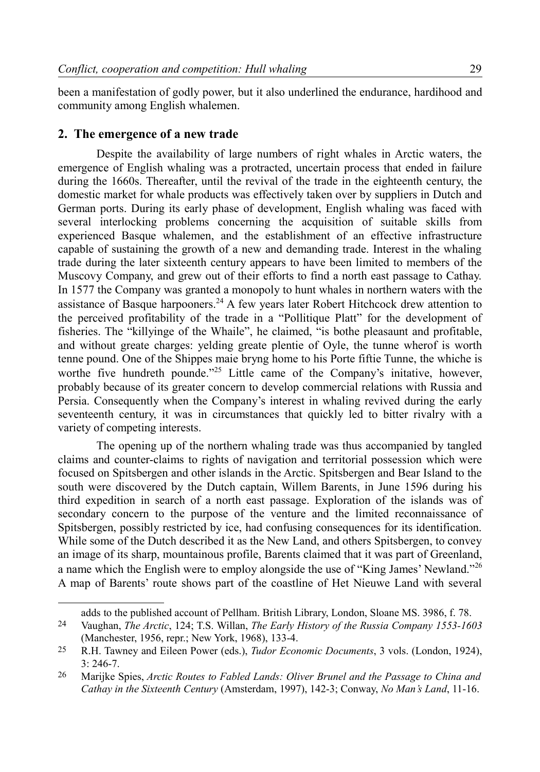been a manifestation of godly power, but it also underlined the endurance, hardihood and community among English whalemen.

## 2. The emergence of a new trade

Despite the availability of large numbers of right whales in Arctic waters, the emergence of English whaling was a protracted, uncertain process that ended in failure during the 1660s. Thereafter, until the revival of the trade in the eighteenth century, the domestic market for whale products was effectively taken over by suppliers in Dutch and German ports. During its early phase of development, English whaling was faced with several interlocking problems concerning the acquisition of suitable skills from experienced Basque whalemen, and the establishment of an effective infrastructure capable of sustaining the growth of a new and demanding trade. Interest in the whaling trade during the later sixteenth century appears to have been limited to members of the Muscovy Company, and grew out of their efforts to find a north east passage to Cathay. In 1577 the Company was granted a monopoly to hunt whales in northern waters with the assistance of Basque harpooners.[24] A few years later Robert Hitchcock drew attention to the perceived profitability of the trade in a "Pollitique Platt" for the development of fisheries. The "killyinge of the Whaile", he claimed, "is bothe pleasaunt and profitable, and without greate charges: yelding greate plentie of Oyle, the tunne wherof is worth tenne pound. One of the Shippes maie bryng home to his Porte fiftie Tunne, the whiche is worthe five hundreth pounde."[25] Little came of the Company's initative, however, probably because of its greater concern to develop commercial relations with Russia and Persia. Consequently when the Company's interest in whaling revived during the early seventeenth century, it was in circumstances that quickly led to bitter rivalry with a variety of competing interests.

The opening up of the northern whaling trade was thus accompanied by tangled claims and counter-claims to rights of navigation and territorial possession which were focused on Spitsbergen and other islands in the Arctic. Spitsbergen and Bear Island to the south were discovered by the Dutch captain, Willem Barents, in June 1596 during his third expedition in search of a north east passage. Exploration of the islands was of secondary concern to the purpose of the venture and the limited reconnaissance of Spitsbergen, possibly restricted by ice, had confusing consequences for its identification. While some of the Dutch described it as the New Land, and others Spitsbergen, to convey an image of its sharp, mountainous profile, Barents claimed that it was part of Greenland, a name which the English were to employ alongside the use of "King James' Newland."[26] A map of Barents' route shows part of the coastline of Het Nieuwe Land with several

---

adds to the published account of Pellham. British Library, London, Sloane MS. 3986, f. 78.

24 Vaughan, *The Arctic*, 124; T.S. Willan, *The Early History of the Russia Company 1553-1603* (Manchester, 1956, repr.; New York, 1968), 133-4.

25 R.H. Tawney and Eileen Power (eds.), *Tudor Economic Documents*, 3 vols. (London, 1924), 3: 246-7.

26 Marijke Spies, *Arctic Routes to Fabled Lands: Oliver Brunel and the Passage to China and Cathay in the Sixteenth Century* (Amsterdam, 1997), 142-3; Conway, *No Man's Land*, 11-16.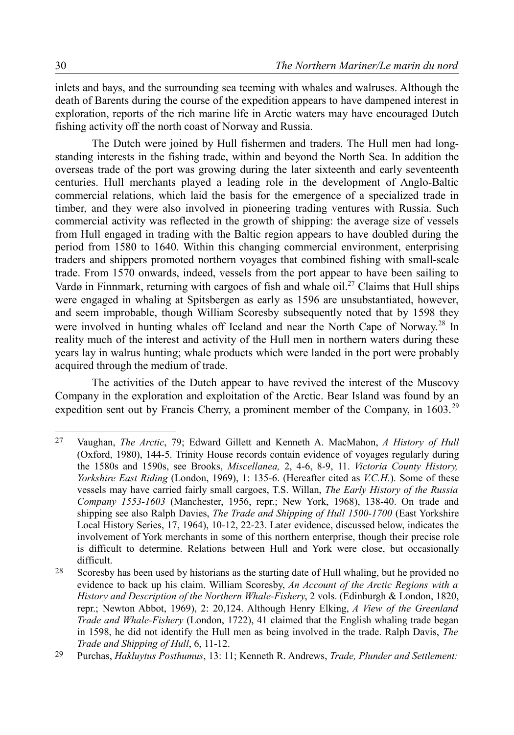inlets and bays, and the surrounding sea teeming with whales and walruses. Although the death of Barents during the course of the expedition appears to have dampened interest in exploration, reports of the rich marine life in Arctic waters may have encouraged Dutch fishing activity off the north coast of Norway and Russia.

The Dutch were joined by Hull fishermen and traders. The Hull men had long-standing interests in the fishing trade, within and beyond the North Sea. In addition the overseas trade of the port was growing during the later sixteenth and early seventeenth centuries. Hull merchants played a leading role in the development of Anglo-Baltic commercial relations, which laid the basis for the emergence of a specialized trade in timber, and they were also involved in pioneering trading ventures with Russia. Such commercial activity was reflected in the growth of shipping: the average size of vessels from Hull engaged in trading with the Baltic region appears to have doubled during the period from 1580 to 1640. Within this changing commercial environment, enterprising traders and shippers promoted northern voyages that combined fishing with small-scale trade. From 1570 onwards, indeed, vessels from the port appear to have been sailing to Vardø in Finnmark, returning with cargoes of fish and whale oil.[27] Claims that Hull ships were engaged in whaling at Spitsbergen as early as 1596 are unsubstantiated, however, and seem improbable, though William Scoresby subsequently noted that by 1598 they were involved in hunting whales off Iceland and near the North Cape of Norway.[28] In reality much of the interest and activity of the Hull men in northern waters during these years lay in walrus hunting; whale products which were landed in the port were probably acquired through the medium of trade.

The activities of the Dutch appear to have revived the interest of the Muscovy Company in the exploration and exploitation of the Arctic. Bear Island was found by an expedition sent out by Francis Cherry, a prominent member of the Company, in 1603.[29]

---

27 Vaughan, *The Arctic*, 79; Edward Gillett and Kenneth A. MacMahon, *A History of Hull* (Oxford, 1980), 144-5. Trinity House records contain evidence of voyages regularly during the 1580s and 1590s, see Brooks, *Miscellanea,* 2, 4-6, 8-9, 11. *Victoria County History, Yorkshire East Riding* (London, 1969), 1: 135-6. (Hereafter cited as *V.C.H.*). Some of these vessels may have carried fairly small cargoes, T.S. Willan, *The Early History of the Russia Company 1553-1603* (Manchester, 1956, repr.; New York, 1968), 138-40. On trade and shipping see also Ralph Davies, *The Trade and Shipping of Hull 1500-1700* (East Yorkshire Local History Series, 17, 1964), 10-12, 22-23. Later evidence, discussed below, indicates the involvement of York merchants in some of this northern enterprise, though their precise role is difficult to determine. Relations between Hull and York were close, but occasionally difficult.

28 Scoresby has been used by historians as the starting date of Hull whaling, but he provided no evidence to back up his claim. William Scoresby, *An Account of the Arctic Regions with a History and Description of the Northern Whale-Fishery*, 2 vols. (Edinburgh & London, 1820, repr.; Newton Abbot, 1969), 2: 20,124. Although Henry Elking, *A View of the Greenland Trade and Whale-Fishery* (London, 1722), 41 claimed that the English whaling trade began in 1598, he did not identify the Hull men as being involved in the trade. Ralph Davis, *The Trade and Shipping of Hull*, 6, 11-12.

29 Purchas, *Hakluytus Posthumus*, 13: 11; Kenneth R. Andrews, *Trade, Plunder and Settlement:*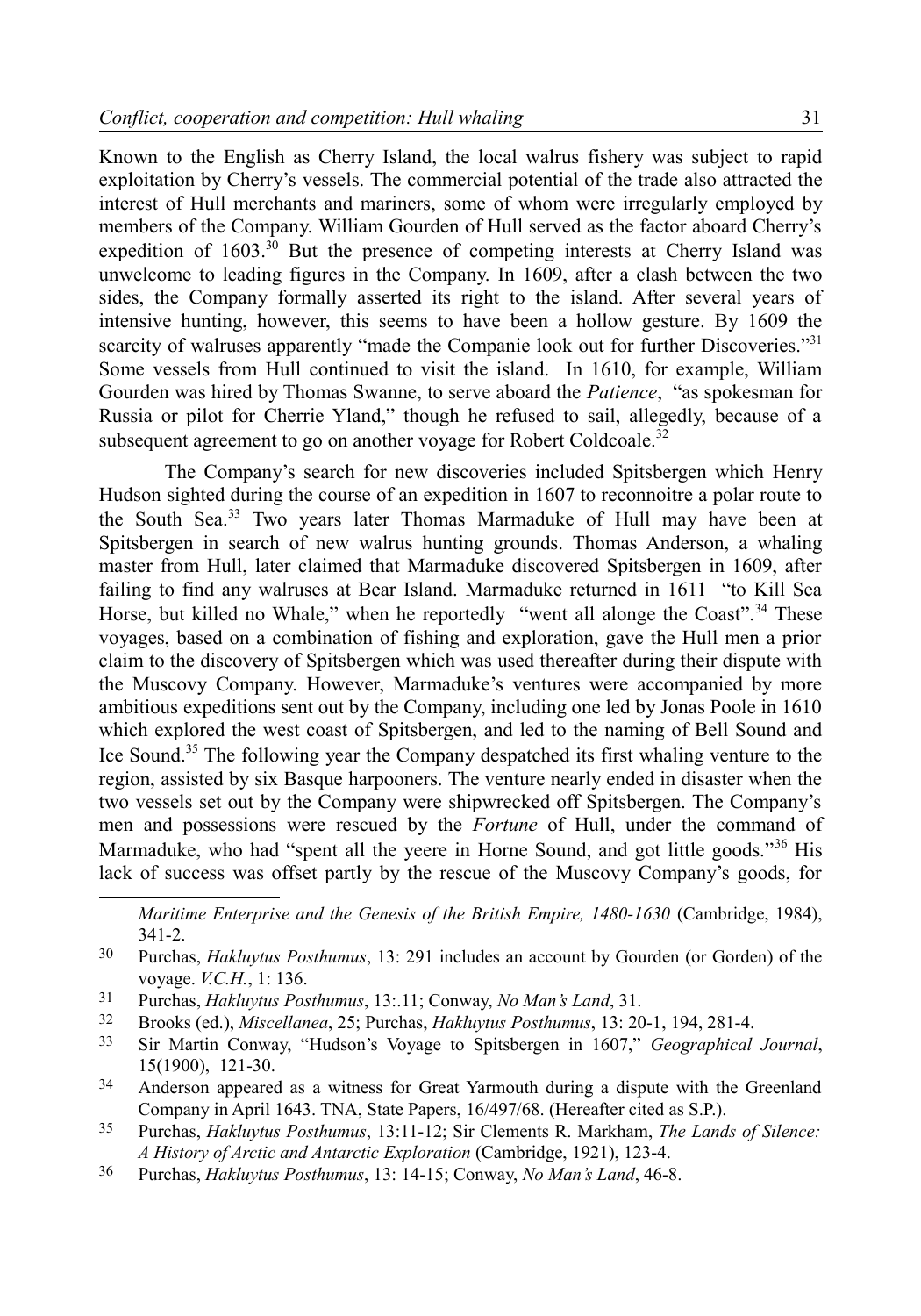Known to the English as Cherry Island, the local walrus fishery was subject to rapid exploitation by Cherry's vessels. The commercial potential of the trade also attracted the interest of Hull merchants and mariners, some of whom were irregularly employed by members of the Company. William Gourden of Hull served as the factor aboard Cherry's expedition of 1603.[30] But the presence of competing interests at Cherry Island was unwelcome to leading figures in the Company. In 1609, after a clash between the two sides, the Company formally asserted its right to the island. After several years of intensive hunting, however, this seems to have been a hollow gesture. By 1609 the scarcity of walruses apparently "made the Companie look out for further Discoveries."[31] Some vessels from Hull continued to visit the island. In 1610, for example, William Gourden was hired by Thomas Swanne, to serve aboard the *Patience*, "as spokesman for Russia or pilot for Cherrie Yland," though he refused to sail, allegedly, because of a subsequent agreement to go on another voyage for Robert Coldcoale.[32]

The Company's search for new discoveries included Spitsbergen which Henry Hudson sighted during the course of an expedition in 1607 to reconnoitre a polar route to the South Sea.[33] Two years later Thomas Marmaduke of Hull may have been at Spitsbergen in search of new walrus hunting grounds. Thomas Anderson, a whaling master from Hull, later claimed that Marmaduke discovered Spitsbergen in 1609, after failing to find any walruses at Bear Island. Marmaduke returned in 1611 "to Kill Sea Horse, but killed no Whale," when he reportedly "went all alonge the Coast".[34] These voyages, based on a combination of fishing and exploration, gave the Hull men a prior claim to the discovery of Spitsbergen which was used thereafter during their dispute with the Muscovy Company. However, Marmaduke's ventures were accompanied by more ambitious expeditions sent out by the Company, including one led by Jonas Poole in 1610 which explored the west coast of Spitsbergen, and led to the naming of Bell Sound and Ice Sound.[35] The following year the Company despatched its first whaling venture to the region, assisted by six Basque harpooners. The venture nearly ended in disaster when the two vessels set out by the Company were shipwrecked off Spitsbergen. The Company's men and possessions were rescued by the *Fortune* of Hull, under the command of Marmaduke, who had "spent all the yeere in Horne Sound, and got little goods."[36] His lack of success was offset partly by the rescue of the Muscovy Company's goods, for

---

*Maritime Enterprise and the Genesis of the British Empire, 1480-1630* (Cambridge, 1984), 341-2.

30 Purchas, *Hakluytus Posthumus*, 13: 291 includes an account by Gourden (or Gorden) of the voyage. *V.C.H.*, 1: 136.

31 Purchas, *Hakluytus Posthumus*, 13:.11; Conway, *No Man's Land*, 31.

32 Brooks (ed.), *Miscellanea*, 25; Purchas, *Hakluytus Posthumus*, 13: 20-1, 194, 281-4.

33 Sir Martin Conway, "Hudson's Voyage to Spitsbergen in 1607," *Geographical Journal*, 15(1900), 121-30.

34 Anderson appeared as a witness for Great Yarmouth during a dispute with the Greenland Company in April 1643. TNA, State Papers, 16/497/68. (Hereafter cited as S.P.).

35 Purchas, *Hakluytus Posthumus*, 13:11-12; Sir Clements R. Markham, *The Lands of Silence: A History of Arctic and Antarctic Exploration* (Cambridge, 1921), 123-4.

36 Purchas, *Hakluytus Posthumus*, 13: 14-15; Conway, *No Man's Land*, 46-8.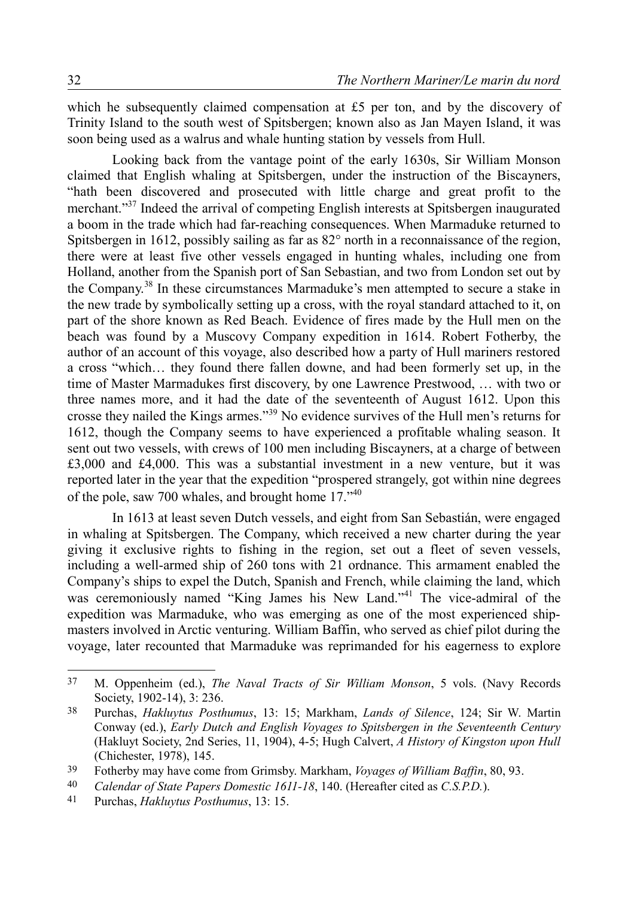which he subsequently claimed compensation at £5 per ton, and by the discovery of Trinity Island to the south west of Spitsbergen; known also as Jan Mayen Island, it was soon being used as a walrus and whale hunting station by vessels from Hull.

Looking back from the vantage point of the early 1630s, Sir William Monson claimed that English whaling at Spitsbergen, under the instruction of the Biscayners, "hath been discovered and prosecuted with little charge and great profit to the merchant."[37] Indeed the arrival of competing English interests at Spitsbergen inaugurated a boom in the trade which had far-reaching consequences. When Marmaduke returned to Spitsbergen in 1612, possibly sailing as far as 82° north in a reconnaissance of the region, there were at least five other vessels engaged in hunting whales, including one from Holland, another from the Spanish port of San Sebastian, and two from London set out by the Company.[38] In these circumstances Marmaduke's men attempted to secure a stake in the new trade by symbolically setting up a cross, with the royal standard attached to it, on part of the shore known as Red Beach. Evidence of fires made by the Hull men on the beach was found by a Muscovy Company expedition in 1614. Robert Fotherby, the author of an account of this voyage, also described how a party of Hull mariners restored a cross "which… they found there fallen downe, and had been formerly set up, in the time of Master Marmadukes first discovery, by one Lawrence Prestwood, … with two or three names more, and it had the date of the seventeenth of August 1612. Upon this crosse they nailed the Kings armes."[39] No evidence survives of the Hull men's returns for 1612, though the Company seems to have experienced a profitable whaling season. It sent out two vessels, with crews of 100 men including Biscayners, at a charge of between £3,000 and £4,000. This was a substantial investment in a new venture, but it was reported later in the year that the expedition "prospered strangely, got within nine degrees of the pole, saw 700 whales, and brought home 17."[40]

In 1613 at least seven Dutch vessels, and eight from San Sebastián, were engaged in whaling at Spitsbergen. The Company, which received a new charter during the year giving it exclusive rights to fishing in the region, set out a fleet of seven vessels, including a well-armed ship of 260 tons with 21 ordnance. This armament enabled the Company's ships to expel the Dutch, Spanish and French, while claiming the land, which was ceremoniously named "King James his New Land."[41] The vice-admiral of the expedition was Marmaduke, who was emerging as one of the most experienced ship-masters involved in Arctic venturing. William Baffin, who served as chief pilot during the voyage, later recounted that Marmaduke was reprimanded for his eagerness to explore

---

37 M. Oppenheim (ed.), *The Naval Tracts of Sir William Monson*, 5 vols. (Navy Records Society, 1902-14), 3: 236.

38 Purchas, *Hakluytus Posthumus*, 13: 15; Markham, *Lands of Silence*, 124; Sir W. Martin Conway (ed.), *Early Dutch and English Voyages to Spitsbergen in the Seventeenth Century* (Hakluyt Society, 2nd Series, 11, 1904), 4-5; Hugh Calvert, *A History of Kingston upon Hull* (Chichester, 1978), 145.

39 Fotherby may have come from Grimsby. Markham, *Voyages of William Baffin*, 80, 93.

40 *Calendar of State Papers Domestic 1611-18*, 140. (Hereafter cited as *C.S.P.D.*).

41 Purchas, *Hakluytus Posthumus*, 13: 15.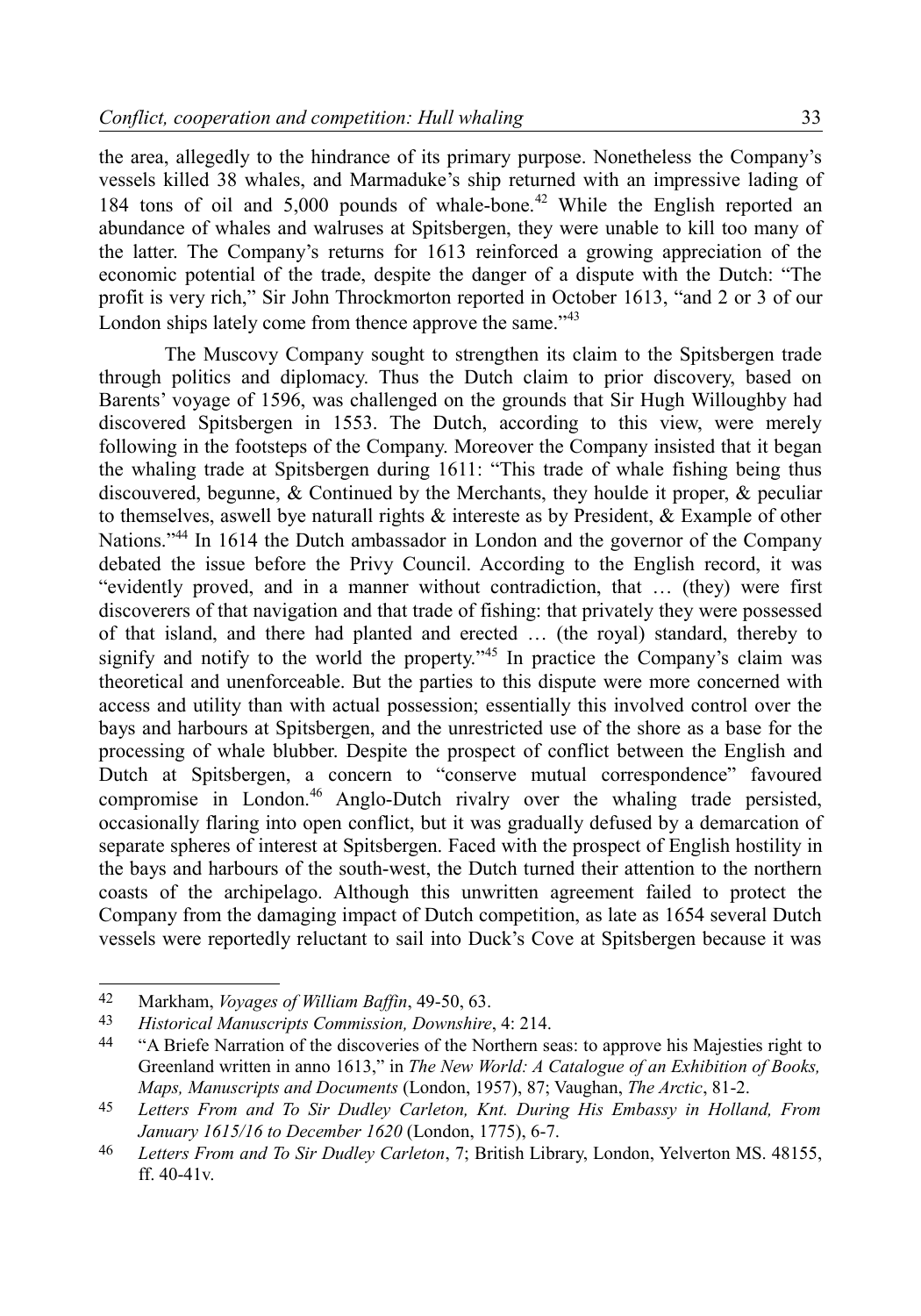the area, allegedly to the hindrance of its primary purpose. Nonetheless the Company's vessels killed 38 whales, and Marmaduke's ship returned with an impressive lading of 184 tons of oil and 5,000 pounds of whale-bone.[42] While the English reported an abundance of whales and walruses at Spitsbergen, they were unable to kill too many of the latter. The Company's returns for 1613 reinforced a growing appreciation of the economic potential of the trade, despite the danger of a dispute with the Dutch: "The profit is very rich," Sir John Throckmorton reported in October 1613, "and 2 or 3 of our London ships lately come from thence approve the same."[43]

The Muscovy Company sought to strengthen its claim to the Spitsbergen trade through politics and diplomacy. Thus the Dutch claim to prior discovery, based on Barents' voyage of 1596, was challenged on the grounds that Sir Hugh Willoughby had discovered Spitsbergen in 1553. The Dutch, according to this view, were merely following in the footsteps of the Company. Moreover the Company insisted that it began the whaling trade at Spitsbergen during 1611: "This trade of whale fishing being thus discouvered, begunne, & Continued by the Merchants, they houlde it proper, & peculiar to themselves, aswell bye naturall rights & intereste as by President, & Example of other Nations."[44] In 1614 the Dutch ambassador in London and the governor of the Company debated the issue before the Privy Council. According to the English record, it was "evidently proved, and in a manner without contradiction, that … (they) were first discoverers of that navigation and that trade of fishing: that privately they were possessed of that island, and there had planted and erected … (the royal) standard, thereby to signify and notify to the world the property."[45] In practice the Company's claim was theoretical and unenforceable. But the parties to this dispute were more concerned with access and utility than with actual possession; essentially this involved control over the bays and harbours at Spitsbergen, and the unrestricted use of the shore as a base for the processing of whale blubber. Despite the prospect of conflict between the English and Dutch at Spitsbergen, a concern to "conserve mutual correspondence" favoured compromise in London.[46] Anglo-Dutch rivalry over the whaling trade persisted, occasionally flaring into open conflict, but it was gradually defused by a demarcation of separate spheres of interest at Spitsbergen. Faced with the prospect of English hostility in the bays and harbours of the south-west, the Dutch turned their attention to the northern coasts of the archipelago. Although this unwritten agreement failed to protect the Company from the damaging impact of Dutch competition, as late as 1654 several Dutch vessels were reportedly reluctant to sail into Duck's Cove at Spitsbergen because it was

---

42 Markham, *Voyages of William Baffin*, 49-50, 63.

43 *Historical Manuscripts Commission, Downshire*, 4: 214.

44 "A Briefe Narration of the discoveries of the Northern seas: to approve his Majesties right to Greenland written in anno 1613," in *The New World: A Catalogue of an Exhibition of Books, Maps, Manuscripts and Documents* (London, 1957), 87; Vaughan, *The Arctic*, 81-2.

45 *Letters From and To Sir Dudley Carleton, Knt. During His Embassy in Holland, From January 1615/16 to December 1620* (London, 1775), 6-7.

46 *Letters From and To Sir Dudley Carleton*, 7; British Library, London, Yelverton MS. 48155, ff. 40-41v.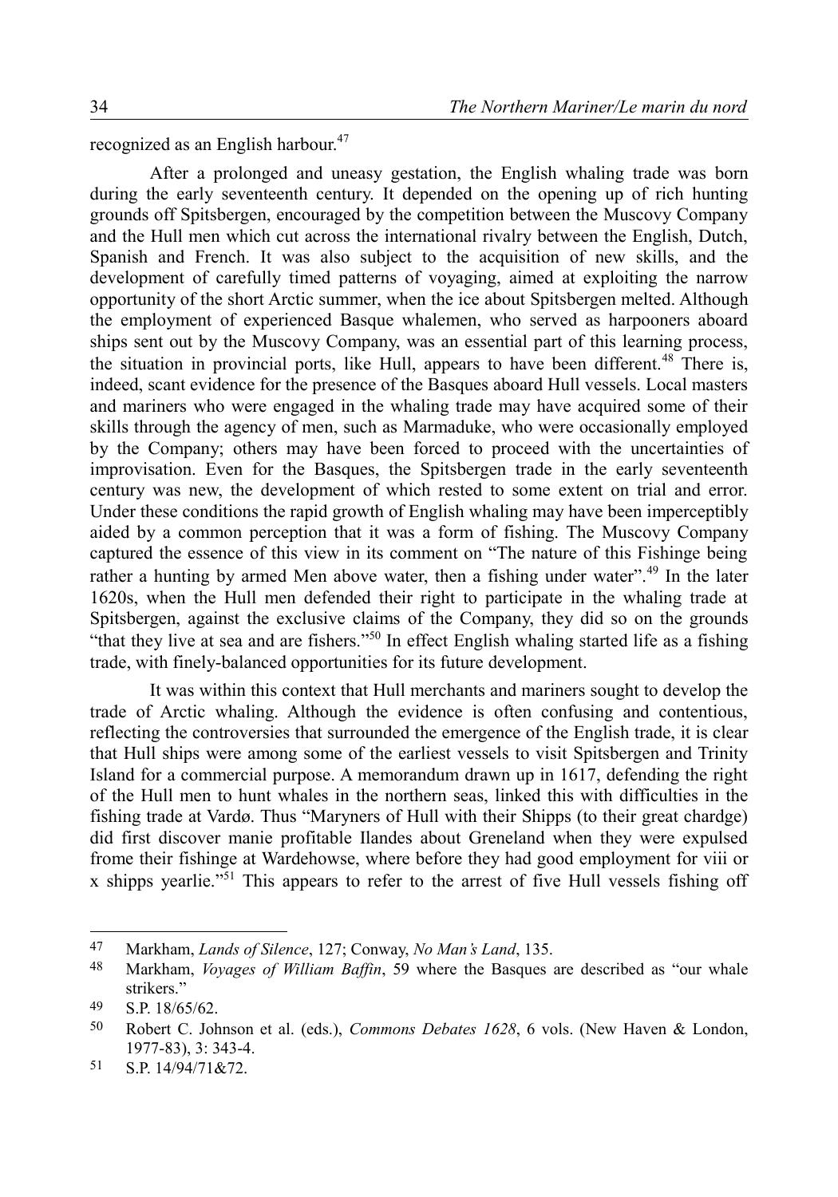recognized as an English harbour.[47]

After a prolonged and uneasy gestation, the English whaling trade was born during the early seventeenth century. It depended on the opening up of rich hunting grounds off Spitsbergen, encouraged by the competition between the Muscovy Company and the Hull men which cut across the international rivalry between the English, Dutch, Spanish and French. It was also subject to the acquisition of new skills, and the development of carefully timed patterns of voyaging, aimed at exploiting the narrow opportunity of the short Arctic summer, when the ice about Spitsbergen melted. Although the employment of experienced Basque whalemen, who served as harpooners aboard ships sent out by the Muscovy Company, was an essential part of this learning process, the situation in provincial ports, like Hull, appears to have been different.[48] There is, indeed, scant evidence for the presence of the Basques aboard Hull vessels. Local masters and mariners who were engaged in the whaling trade may have acquired some of their skills through the agency of men, such as Marmaduke, who were occasionally employed by the Company; others may have been forced to proceed with the uncertainties of improvisation. Even for the Basques, the Spitsbergen trade in the early seventeenth century was new, the development of which rested to some extent on trial and error. Under these conditions the rapid growth of English whaling may have been imperceptibly aided by a common perception that it was a form of fishing. The Muscovy Company captured the essence of this view in its comment on "The nature of this Fishinge being rather a hunting by armed Men above water, then a fishing under water".[49] In the later 1620s, when the Hull men defended their right to participate in the whaling trade at Spitsbergen, against the exclusive claims of the Company, they did so on the grounds "that they live at sea and are fishers."[50] In effect English whaling started life as a fishing trade, with finely-balanced opportunities for its future development.

It was within this context that Hull merchants and mariners sought to develop the trade of Arctic whaling. Although the evidence is often confusing and contentious, reflecting the controversies that surrounded the emergence of the English trade, it is clear that Hull ships were among some of the earliest vessels to visit Spitsbergen and Trinity Island for a commercial purpose. A memorandum drawn up in 1617, defending the right of the Hull men to hunt whales in the northern seas, linked this with difficulties in the fishing trade at Vardø. Thus "Maryners of Hull with their Shipps (to their great chardge) did first discover manie profitable Ilandes about Greneland when they were expulsed frome their fishinge at Wardehowse, where before they had good employment for viii or x shipps yearlie."[51] This appears to refer to the arrest of five Hull vessels fishing off

---

47 Markham, *Lands of Silence*, 127; Conway, *No Man's Land*, 135.

48 Markham, *Voyages of William Baffin*, 59 where the Basques are described as "our whale strikers."

49 S.P. 18/65/62.

50 Robert C. Johnson et al. (eds.), *Commons Debates 1628*, 6 vols. (New Haven & London, 1977-83), 3: 343-4.

51 S.P. 14/94/71&72.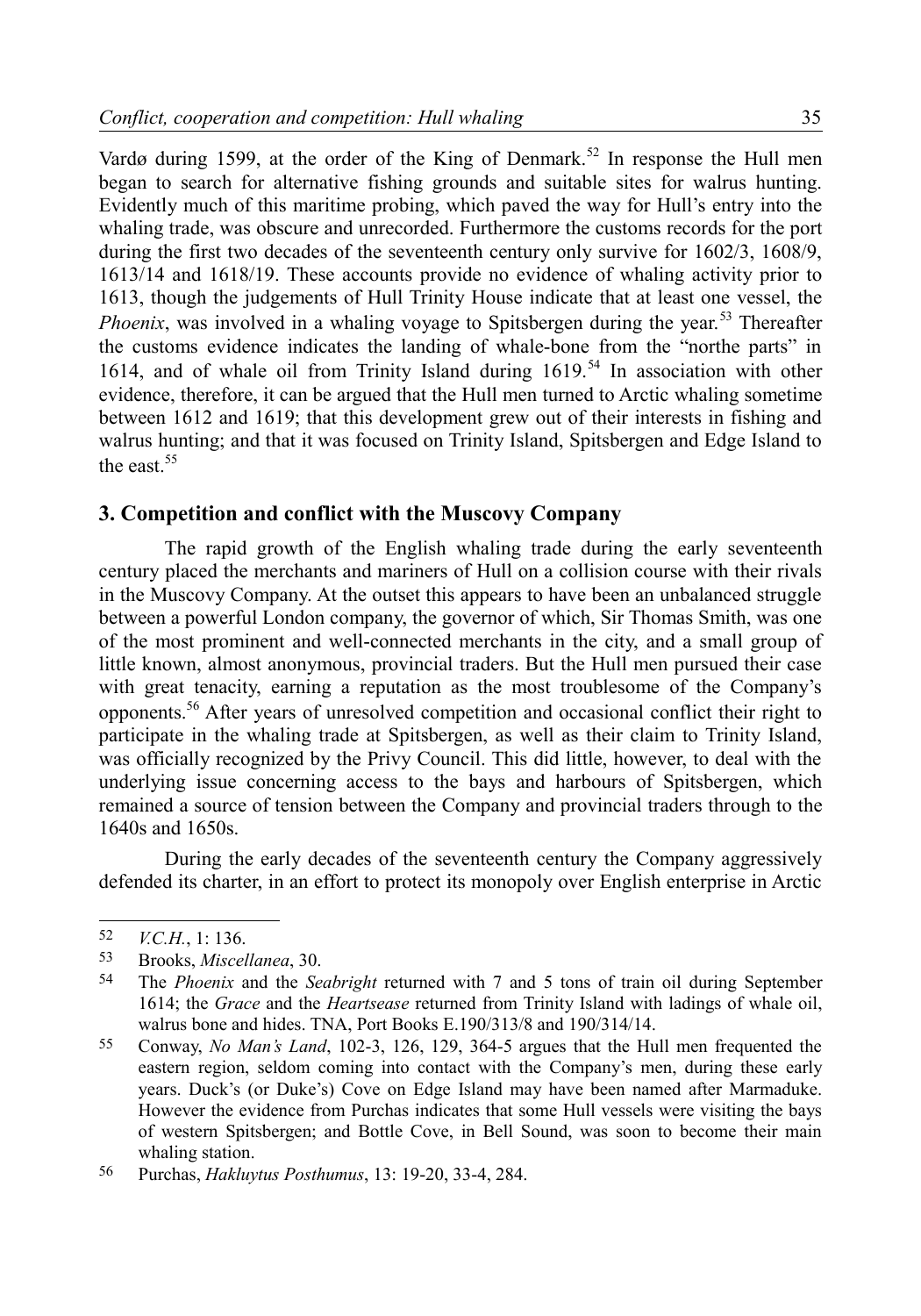Vardø during 1599, at the order of the King of Denmark.[52] In response the Hull men began to search for alternative fishing grounds and suitable sites for walrus hunting. Evidently much of this maritime probing, which paved the way for Hull's entry into the whaling trade, was obscure and unrecorded. Furthermore the customs records for the port during the first two decades of the seventeenth century only survive for 1602/3, 1608/9, 1613/14 and 1618/19. These accounts provide no evidence of whaling activity prior to 1613, though the judgements of Hull Trinity House indicate that at least one vessel, the *Phoenix*, was involved in a whaling voyage to Spitsbergen during the year.[53] Thereafter the customs evidence indicates the landing of whale-bone from the "northe parts" in 1614, and of whale oil from Trinity Island during 1619.[54] In association with other evidence, therefore, it can be argued that the Hull men turned to Arctic whaling sometime between 1612 and 1619; that this development grew out of their interests in fishing and walrus hunting; and that it was focused on Trinity Island, Spitsbergen and Edge Island to the east.[55]

## 3. Competition and conflict with the Muscovy Company

The rapid growth of the English whaling trade during the early seventeenth century placed the merchants and mariners of Hull on a collision course with their rivals in the Muscovy Company. At the outset this appears to have been an unbalanced struggle between a powerful London company, the governor of which, Sir Thomas Smith, was one of the most prominent and well-connected merchants in the city, and a small group of little known, almost anonymous, provincial traders. But the Hull men pursued their case with great tenacity, earning a reputation as the most troublesome of the Company's opponents.[56] After years of unresolved competition and occasional conflict their right to participate in the whaling trade at Spitsbergen, as well as their claim to Trinity Island, was officially recognized by the Privy Council. This did little, however, to deal with the underlying issue concerning access to the bays and harbours of Spitsbergen, which remained a source of tension between the Company and provincial traders through to the 1640s and 1650s.

During the early decades of the seventeenth century the Company aggressively defended its charter, in an effort to protect its monopoly over English enterprise in Arctic

---

52 *V.C.H.*, 1: 136.

53 Brooks, *Miscellanea*, 30.

54 The *Phoenix* and the *Seabright* returned with 7 and 5 tons of train oil during September 1614; the *Grace* and the *Heartsease* returned from Trinity Island with ladings of whale oil, walrus bone and hides. TNA, Port Books E.190/313/8 and 190/314/14.

55 Conway, *No Man's Land*, 102-3, 126, 129, 364-5 argues that the Hull men frequented the eastern region, seldom coming into contact with the Company's men, during these early years. Duck's (or Duke's) Cove on Edge Island may have been named after Marmaduke. However the evidence from Purchas indicates that some Hull vessels were visiting the bays of western Spitsbergen; and Bottle Cove, in Bell Sound, was soon to become their main whaling station.

56 Purchas, *Hakluytus Posthumus*, 13: 19-20, 33-4, 284.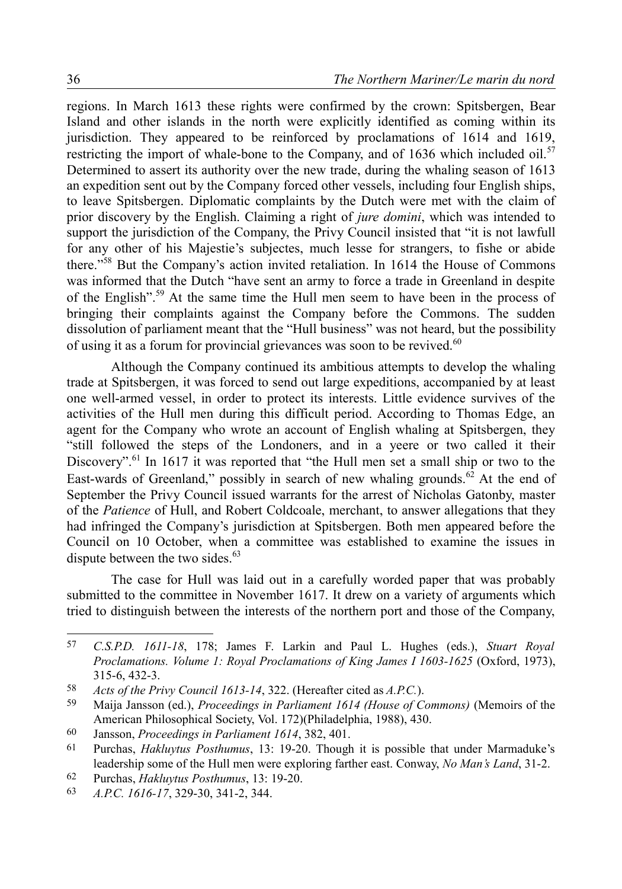regions. In March 1613 these rights were confirmed by the crown: Spitsbergen, Bear Island and other islands in the north were explicitly identified as coming within its jurisdiction. They appeared to be reinforced by proclamations of 1614 and 1619, restricting the import of whale-bone to the Company, and of 1636 which included oil.[57] Determined to assert its authority over the new trade, during the whaling season of 1613 an expedition sent out by the Company forced other vessels, including four English ships, to leave Spitsbergen. Diplomatic complaints by the Dutch were met with the claim of prior discovery by the English. Claiming a right of *jure domini*, which was intended to support the jurisdiction of the Company, the Privy Council insisted that "it is not lawfull for any other of his Majestie's subjectes, much lesse for strangers, to fishe or abide there."[58] But the Company's action invited retaliation. In 1614 the House of Commons was informed that the Dutch "have sent an army to force a trade in Greenland in despite of the English".[59] At the same time the Hull men seem to have been in the process of bringing their complaints against the Company before the Commons. The sudden dissolution of parliament meant that the "Hull business" was not heard, but the possibility of using it as a forum for provincial grievances was soon to be revived.[60]

Although the Company continued its ambitious attempts to develop the whaling trade at Spitsbergen, it was forced to send out large expeditions, accompanied by at least one well-armed vessel, in order to protect its interests. Little evidence survives of the activities of the Hull men during this difficult period. According to Thomas Edge, an agent for the Company who wrote an account of English whaling at Spitsbergen, they "still followed the steps of the Londoners, and in a yeere or two called it their Discovery".[61] In 1617 it was reported that "the Hull men set a small ship or two to the East-wards of Greenland," possibly in search of new whaling grounds.[62] At the end of September the Privy Council issued warrants for the arrest of Nicholas Gatonby, master of the *Patience* of Hull, and Robert Coldcoale, merchant, to answer allegations that they had infringed the Company's jurisdiction at Spitsbergen. Both men appeared before the Council on 10 October, when a committee was established to examine the issues in dispute between the two sides.[63]

The case for Hull was laid out in a carefully worded paper that was probably submitted to the committee in November 1617. It drew on a variety of arguments which tried to distinguish between the interests of the northern port and those of the Company,

---

57 *C.S.P.D. 1611-18*, 178; James F. Larkin and Paul L. Hughes (eds.), *Stuart Royal Proclamations. Volume 1: Royal Proclamations of King James I 1603-1625* (Oxford, 1973), 315-6, 432-3.

58 *Acts of the Privy Council 1613-14*, 322. (Hereafter cited as *A.P.C.*).

59 Maija Jansson (ed.), *Proceedings in Parliament 1614 (House of Commons)* (Memoirs of the American Philosophical Society, Vol. 172)(Philadelphia, 1988), 430.

60 Jansson, *Proceedings in Parliament 1614*, 382, 401.

61 Purchas, *Hakluytus Posthumus*, 13: 19-20. Though it is possible that under Marmaduke's leadership some of the Hull men were exploring farther east. Conway, *No Man's Land*, 31-2.

62 Purchas, *Hakluytus Posthumus*, 13: 19-20.

63 *A.P.C. 1616-17*, 329-30, 341-2, 344.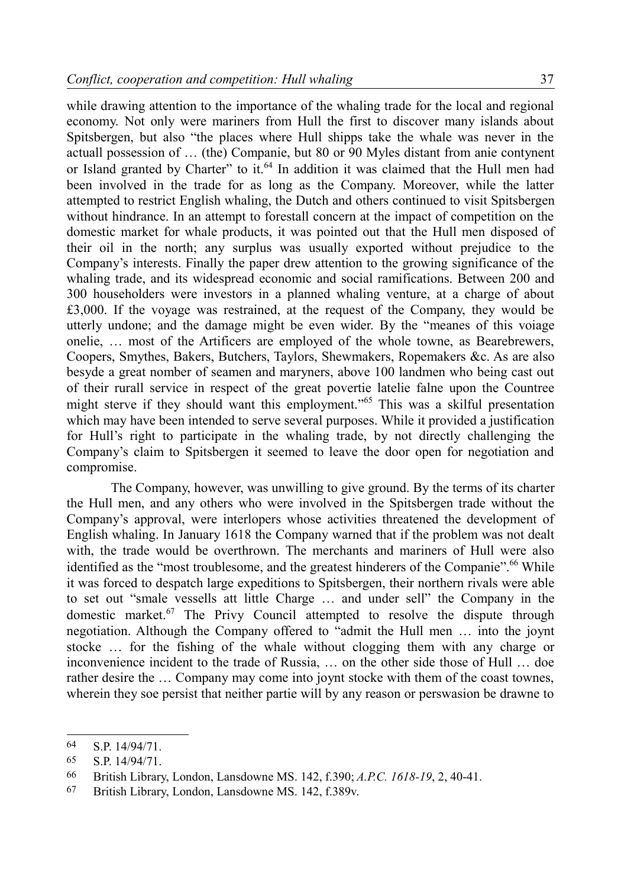while drawing attention to the importance of the whaling trade for the local and regional economy. Not only were mariners from Hull the first to discover many islands about Spitsbergen, but also "the places where Hull shipps take the whale was never in the actuall possession of … (the) Companie, but 80 or 90 Myles distant from anie contynent or Island granted by Charter" to it.[64] In addition it was claimed that the Hull men had been involved in the trade for as long as the Company. Moreover, while the latter attempted to restrict English whaling, the Dutch and others continued to visit Spitsbergen without hindrance. In an attempt to forestall concern at the impact of competition on the domestic market for whale products, it was pointed out that the Hull men disposed of their oil in the north; any surplus was usually exported without prejudice to the Company's interests. Finally the paper drew attention to the growing significance of the whaling trade, and its widespread economic and social ramifications. Between 200 and 300 householders were investors in a planned whaling venture, at a charge of about £3,000. If the voyage was restrained, at the request of the Company, they would be utterly undone; and the damage might be even wider. By the "meanes of this voiage onelie, … most of the Artificers are employed of the whole towne, as Bearebrewers, Coopers, Smythes, Bakers, Butchers, Taylors, Shewmakers, Ropemakers &c. As are also besyde a great nomber of seamen and maryners, above 100 landmen who being cast out of their rurall service in respect of the great povertie latelie falne upon the Countree might sterve if they should want this employment."[65] This was a skilful presentation which may have been intended to serve several purposes. While it provided a justification for Hull's right to participate in the whaling trade, by not directly challenging the Company's claim to Spitsbergen it seemed to leave the door open for negotiation and compromise.

The Company, however, was unwilling to give ground. By the terms of its charter the Hull men, and any others who were involved in the Spitsbergen trade without the Company's approval, were interlopers whose activities threatened the development of English whaling. In January 1618 the Company warned that if the problem was not dealt with, the trade would be overthrown. The merchants and mariners of Hull were also identified as the "most troublesome, and the greatest hinderers of the Companie".[66] While it was forced to despatch large expeditions to Spitsbergen, their northern rivals were able to set out "smale vessells att little Charge … and under sell" the Company in the domestic market.[67] The Privy Council attempted to resolve the dispute through negotiation. Although the Company offered to "admit the Hull men … into the joynt stocke … for the fishing of the whale without clogging them with any charge or inconvenience incident to the trade of Russia, … on the other side those of Hull … doe rather desire the … Company may come into joynt stocke with them of the coast townes, wherein they soe persist that neither partie will by any reason or perswasion be drawne to

---

64 S.P. 14/94/71.

65 S.P. 14/94/71.

66 British Library, London, Lansdowne MS. 142, f.390; *A.P.C. 1618-19*, 2, 40-41.

67 British Library, London, Lansdowne MS. 142, f.389v.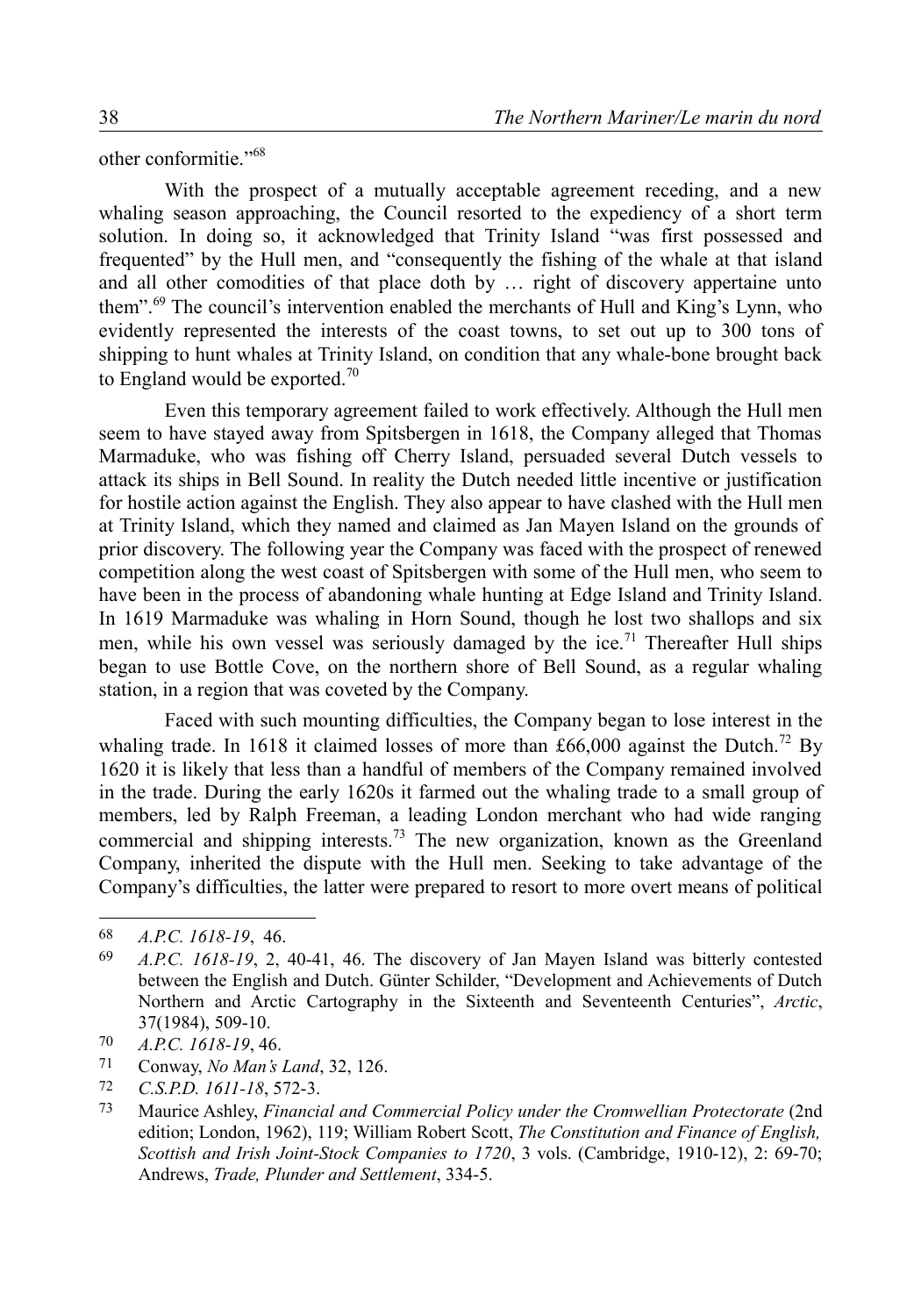other conformitie."[68]

With the prospect of a mutually acceptable agreement receding, and a new whaling season approaching, the Council resorted to the expediency of a short term solution. In doing so, it acknowledged that Trinity Island "was first possessed and frequented" by the Hull men, and "consequently the fishing of the whale at that island and all other comodities of that place doth by … right of discovery appertaine unto them".[69] The council's intervention enabled the merchants of Hull and King's Lynn, who evidently represented the interests of the coast towns, to set out up to 300 tons of shipping to hunt whales at Trinity Island, on condition that any whale-bone brought back to England would be exported.[70]

Even this temporary agreement failed to work effectively. Although the Hull men seem to have stayed away from Spitsbergen in 1618, the Company alleged that Thomas Marmaduke, who was fishing off Cherry Island, persuaded several Dutch vessels to attack its ships in Bell Sound. In reality the Dutch needed little incentive or justification for hostile action against the English. They also appear to have clashed with the Hull men at Trinity Island, which they named and claimed as Jan Mayen Island on the grounds of prior discovery. The following year the Company was faced with the prospect of renewed competition along the west coast of Spitsbergen with some of the Hull men, who seem to have been in the process of abandoning whale hunting at Edge Island and Trinity Island. In 1619 Marmaduke was whaling in Horn Sound, though he lost two shallops and six men, while his own vessel was seriously damaged by the ice.[71] Thereafter Hull ships began to use Bottle Cove, on the northern shore of Bell Sound, as a regular whaling station, in a region that was coveted by the Company.

Faced with such mounting difficulties, the Company began to lose interest in the whaling trade. In 1618 it claimed losses of more than £66,000 against the Dutch.[72] By 1620 it is likely that less than a handful of members of the Company remained involved in the trade. During the early 1620s it farmed out the whaling trade to a small group of members, led by Ralph Freeman, a leading London merchant who had wide ranging commercial and shipping interests.[73] The new organization, known as the Greenland Company, inherited the dispute with the Hull men. Seeking to take advantage of the Company's difficulties, the latter were prepared to resort to more overt means of political

---

68 *A.P.C. 1618-19*, 46.

69 *A.P.C. 1618-19*, 2, 40-41, 46. The discovery of Jan Mayen Island was bitterly contested between the English and Dutch. Günter Schilder, "Development and Achievements of Dutch Northern and Arctic Cartography in the Sixteenth and Seventeenth Centuries", *Arctic*, 37(1984), 509-10.

70 *A.P.C. 1618-19*, 46.

71 Conway, *No Man's Land*, 32, 126.

72 *C.S.P.D. 1611-18*, 572-3.

73 Maurice Ashley, *Financial and Commercial Policy under the Cromwellian Protectorate* (2nd edition; London, 1962), 119; William Robert Scott, *The Constitution and Finance of English, Scottish and Irish Joint-Stock Companies to 1720*, 3 vols. (Cambridge, 1910-12), 2: 69-70; Andrews, *Trade, Plunder and Settlement*, 334-5.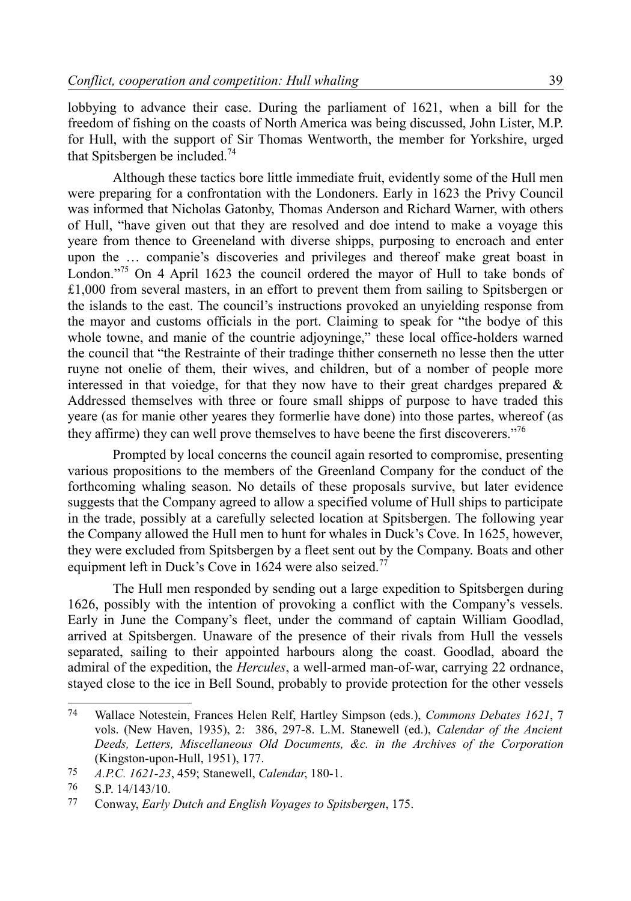lobbying to advance their case. During the parliament of 1621, when a bill for the freedom of fishing on the coasts of North America was being discussed, John Lister, M.P. for Hull, with the support of Sir Thomas Wentworth, the member for Yorkshire, urged that Spitsbergen be included.[74]

Although these tactics bore little immediate fruit, evidently some of the Hull men were preparing for a confrontation with the Londoners. Early in 1623 the Privy Council was informed that Nicholas Gatonby, Thomas Anderson and Richard Warner, with others of Hull, "have given out that they are resolved and doe intend to make a voyage this yeare from thence to Greeneland with diverse shipps, purposing to encroach and enter upon the … companie's discoveries and privileges and thereof make great boast in London."[75] On 4 April 1623 the council ordered the mayor of Hull to take bonds of £1,000 from several masters, in an effort to prevent them from sailing to Spitsbergen or the islands to the east. The council's instructions provoked an unyielding response from the mayor and customs officials in the port. Claiming to speak for "the bodye of this whole towne, and manie of the countrie adjoyninge," these local office-holders warned the council that "the Restrainte of their tradinge thither conserneth no lesse then the utter ruyne not onelie of them, their wives, and children, but of a nomber of people more interessed in that voiedge, for that they now have to their great chardges prepared & Addressed themselves with three or foure small shipps of purpose to have traded this yeare (as for manie other yeares they formerlie have done) into those partes, whereof (as they affirme) they can well prove themselves to have beene the first discoverers."[76]

Prompted by local concerns the council again resorted to compromise, presenting various propositions to the members of the Greenland Company for the conduct of the forthcoming whaling season. No details of these proposals survive, but later evidence suggests that the Company agreed to allow a specified volume of Hull ships to participate in the trade, possibly at a carefully selected location at Spitsbergen. The following year the Company allowed the Hull men to hunt for whales in Duck's Cove. In 1625, however, they were excluded from Spitsbergen by a fleet sent out by the Company. Boats and other equipment left in Duck's Cove in 1624 were also seized.[77]

The Hull men responded by sending out a large expedition to Spitsbergen during 1626, possibly with the intention of provoking a conflict with the Company's vessels. Early in June the Company's fleet, under the command of captain William Goodlad, arrived at Spitsbergen. Unaware of the presence of their rivals from Hull the vessels separated, sailing to their appointed harbours along the coast. Goodlad, aboard the admiral of the expedition, the *Hercules*, a well-armed man-of-war, carrying 22 ordnance, stayed close to the ice in Bell Sound, probably to provide protection for the other vessels

---

74 Wallace Notestein, Frances Helen Relf, Hartley Simpson (eds.), *Commons Debates 1621*, 7 vols. (New Haven, 1935), 2: 386, 297-8. L.M. Stanewell (ed.), *Calendar of the Ancient Deeds, Letters, Miscellaneous Old Documents, &c. in the Archives of the Corporation* (Kingston-upon-Hull, 1951), 177.

75 *A.P.C. 1621-23*, 459; Stanewell, *Calendar*, 180-1.

76 S.P. 14/143/10.

77 Conway, *Early Dutch and English Voyages to Spitsbergen*, 175.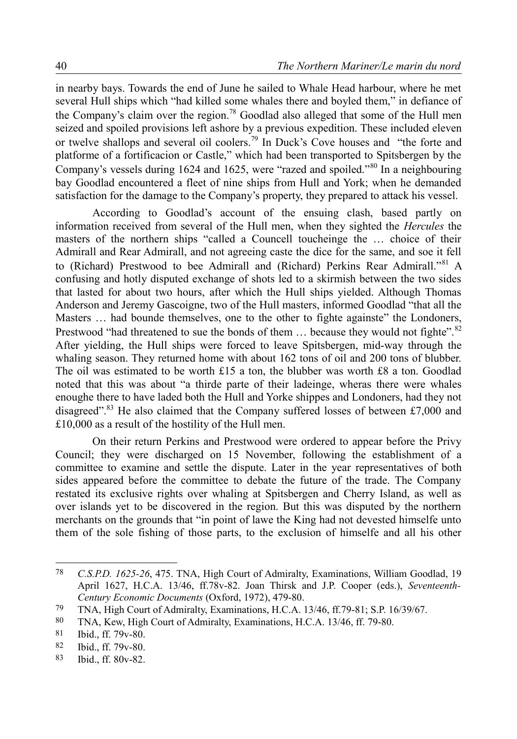in nearby bays. Towards the end of June he sailed to Whale Head harbour, where he met several Hull ships which "had killed some whales there and boyled them," in defiance of the Company's claim over the region.[78] Goodlad also alleged that some of the Hull men seized and spoiled provisions left ashore by a previous expedition. These included eleven or twelve shallops and several oil coolers.[79] In Duck's Cove houses and "the forte and platforme of a fortificacion or Castle," which had been transported to Spitsbergen by the Company's vessels during 1624 and 1625, were "razed and spoiled."[80] In a neighbouring bay Goodlad encountered a fleet of nine ships from Hull and York; when he demanded satisfaction for the damage to the Company's property, they prepared to attack his vessel.

According to Goodlad's account of the ensuing clash, based partly on information received from several of the Hull men, when they sighted the *Hercules* the masters of the northern ships "called a Councell toucheinge the … choice of their Admirall and Rear Admirall, and not agreeing caste the dice for the same, and soe it fell to (Richard) Prestwood to bee Admirall and (Richard) Perkins Rear Admirall."[81] A confusing and hotly disputed exchange of shots led to a skirmish between the two sides that lasted for about two hours, after which the Hull ships yielded. Although Thomas Anderson and Jeremy Gascoigne, two of the Hull masters, informed Goodlad "that all the Masters … had bounde themselves, one to the other to fighte againste" the Londoners, Prestwood "had threatened to sue the bonds of them … because they would not fighte".[82] After yielding, the Hull ships were forced to leave Spitsbergen, mid-way through the whaling season. They returned home with about 162 tons of oil and 200 tons of blubber. The oil was estimated to be worth £15 a ton, the blubber was worth £8 a ton. Goodlad noted that this was about "a thirde parte of their ladeinge, wheras there were whales enoughe there to have laded both the Hull and Yorke shippes and Londoners, had they not disagreed".[83] He also claimed that the Company suffered losses of between £7,000 and £10,000 as a result of the hostility of the Hull men.

On their return Perkins and Prestwood were ordered to appear before the Privy Council; they were discharged on 15 November, following the establishment of a committee to examine and settle the dispute. Later in the year representatives of both sides appeared before the committee to debate the future of the trade. The Company restated its exclusive rights over whaling at Spitsbergen and Cherry Island, as well as over islands yet to be discovered in the region. But this was disputed by the northern merchants on the grounds that "in point of lawe the King had not devested himselfe unto them of the sole fishing of those parts, to the exclusion of himselfe and all his other

78 *C.S.P.D. 1625-26*, 475. TNA, High Court of Admiralty, Examinations, William Goodlad, 19 April 1627, H.C.A. 13/46, ff.78v-82. Joan Thirsk and J.P. Cooper (eds.), *Seventeenth-Century Economic Documents* (Oxford, 1972), 479-80.

79 TNA, High Court of Admiralty, Examinations, H.C.A. 13/46, ff.79-81; S.P. 16/39/67.

80 TNA, Kew, High Court of Admiralty, Examinations, H.C.A. 13/46, ff. 79-80.

81 Ibid., ff. 79v-80.

82 Ibid., ff. 79v-80.

83 Ibid., ff. 80v-82.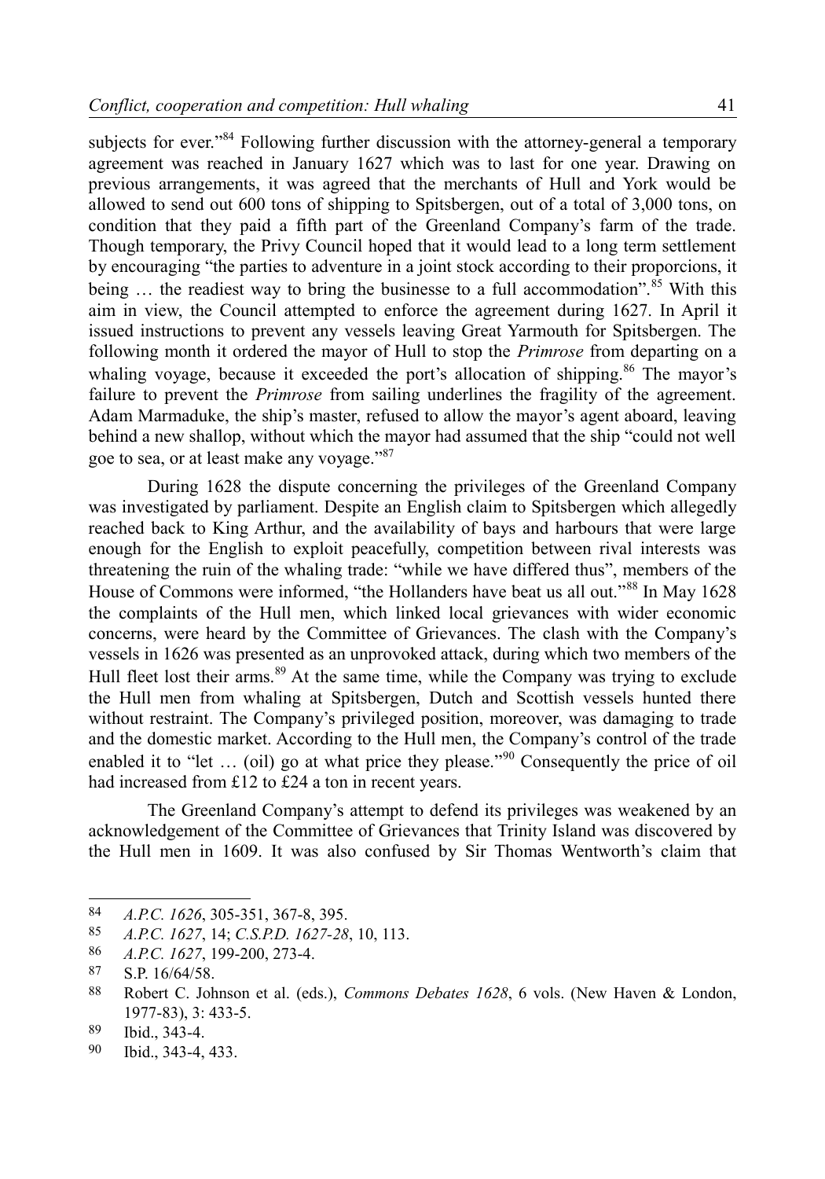subjects for ever."[84] Following further discussion with the attorney-general a temporary agreement was reached in January 1627 which was to last for one year. Drawing on previous arrangements, it was agreed that the merchants of Hull and York would be allowed to send out 600 tons of shipping to Spitsbergen, out of a total of 3,000 tons, on condition that they paid a fifth part of the Greenland Company's farm of the trade. Though temporary, the Privy Council hoped that it would lead to a long term settlement by encouraging "the parties to adventure in a joint stock according to their proporcions, it being … the readiest way to bring the businesse to a full accommodation".[85] With this aim in view, the Council attempted to enforce the agreement during 1627. In April it issued instructions to prevent any vessels leaving Great Yarmouth for Spitsbergen. The following month it ordered the mayor of Hull to stop the *Primrose* from departing on a whaling voyage, because it exceeded the port's allocation of shipping.[86] The mayor's failure to prevent the *Primrose* from sailing underlines the fragility of the agreement. Adam Marmaduke, the ship's master, refused to allow the mayor's agent aboard, leaving behind a new shallop, without which the mayor had assumed that the ship "could not well goe to sea, or at least make any voyage."[87]

During 1628 the dispute concerning the privileges of the Greenland Company was investigated by parliament. Despite an English claim to Spitsbergen which allegedly reached back to King Arthur, and the availability of bays and harbours that were large enough for the English to exploit peacefully, competition between rival interests was threatening the ruin of the whaling trade: "while we have differed thus", members of the House of Commons were informed, "the Hollanders have beat us all out."[88] In May 1628 the complaints of the Hull men, which linked local grievances with wider economic concerns, were heard by the Committee of Grievances. The clash with the Company's vessels in 1626 was presented as an unprovoked attack, during which two members of the Hull fleet lost their arms.[89] At the same time, while the Company was trying to exclude the Hull men from whaling at Spitsbergen, Dutch and Scottish vessels hunted there without restraint. The Company's privileged position, moreover, was damaging to trade and the domestic market. According to the Hull men, the Company's control of the trade enabled it to "let … (oil) go at what price they please."[90] Consequently the price of oil had increased from £12 to £24 a ton in recent years.

The Greenland Company's attempt to defend its privileges was weakened by an acknowledgement of the Committee of Grievances that Trinity Island was discovered by the Hull men in 1609. It was also confused by Sir Thomas Wentworth's claim that

---

84 *A.P.C. 1626*, 305-351, 367-8, 395.

85 *A.P.C. 1627*, 14; *C.S.P.D. 1627-28*, 10, 113.

86 *A.P.C. 1627*, 199-200, 273-4.

87 S.P. 16/64/58.

88 Robert C. Johnson et al. (eds.), *Commons Debates 1628*, 6 vols. (New Haven & London, 1977-83), 3: 433-5.

89 Ibid., 343-4.

90 Ibid., 343-4, 433.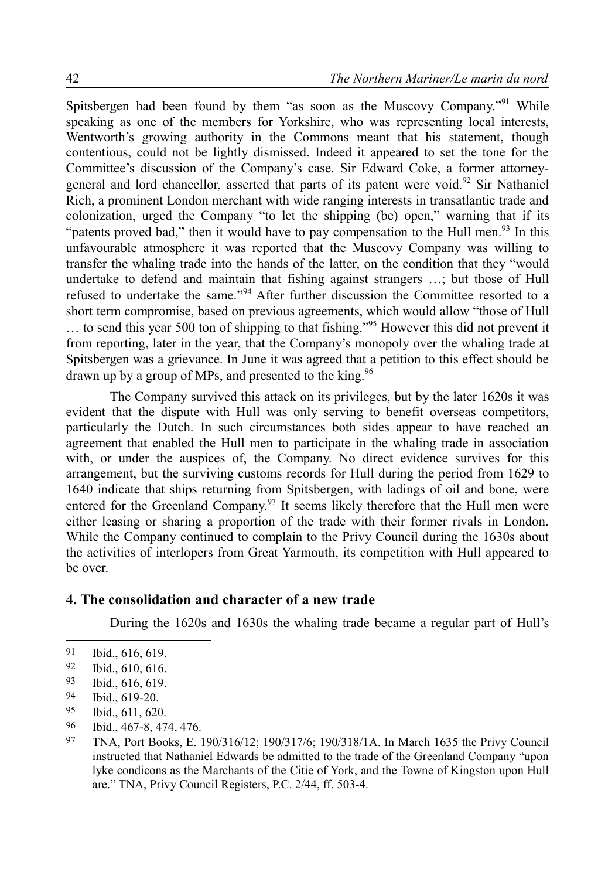Spitsbergen had been found by them "as soon as the Muscovy Company."[91] While speaking as one of the members for Yorkshire, who was representing local interests, Wentworth's growing authority in the Commons meant that his statement, though contentious, could not be lightly dismissed. Indeed it appeared to set the tone for the Committee's discussion of the Company's case. Sir Edward Coke, a former attorney-general and lord chancellor, asserted that parts of its patent were void.[92] Sir Nathaniel Rich, a prominent London merchant with wide ranging interests in transatlantic trade and colonization, urged the Company "to let the shipping (be) open," warning that if its "patents proved bad," then it would have to pay compensation to the Hull men.[93] In this unfavourable atmosphere it was reported that the Muscovy Company was willing to transfer the whaling trade into the hands of the latter, on the condition that they "would undertake to defend and maintain that fishing against strangers …; but those of Hull refused to undertake the same."[94] After further discussion the Committee resorted to a short term compromise, based on previous agreements, which would allow "those of Hull … to send this year 500 ton of shipping to that fishing."[95] However this did not prevent it from reporting, later in the year, that the Company's monopoly over the whaling trade at Spitsbergen was a grievance. In June it was agreed that a petition to this effect should be drawn up by a group of MPs, and presented to the king.[96]

The Company survived this attack on its privileges, but by the later 1620s it was evident that the dispute with Hull was only serving to benefit overseas competitors, particularly the Dutch. In such circumstances both sides appear to have reached an agreement that enabled the Hull men to participate in the whaling trade in association with, or under the auspices of, the Company. No direct evidence survives for this arrangement, but the surviving customs records for Hull during the period from 1629 to 1640 indicate that ships returning from Spitsbergen, with ladings of oil and bone, were entered for the Greenland Company.[97] It seems likely therefore that the Hull men were either leasing or sharing a proportion of the trade with their former rivals in London. While the Company continued to complain to the Privy Council during the 1630s about the activities of interlopers from Great Yarmouth, its competition with Hull appeared to be over.

## 4. The consolidation and character of a new trade

During the 1620s and 1630s the whaling trade became a regular part of Hull's

---

91 Ibid., 616, 619.

92 Ibid., 610, 616.

93 Ibid., 616, 619.

94 Ibid., 619-20.

95 Ibid., 611, 620.

96 Ibid., 467-8, 474, 476.

97 TNA, Port Books, E. 190/316/12; 190/317/6; 190/318/1A. In March 1635 the Privy Council instructed that Nathaniel Edwards be admitted to the trade of the Greenland Company "upon lyke condicons as the Marchants of the Citie of York, and the Towne of Kingston upon Hull are." TNA, Privy Council Registers, P.C. 2/44, ff. 503-4.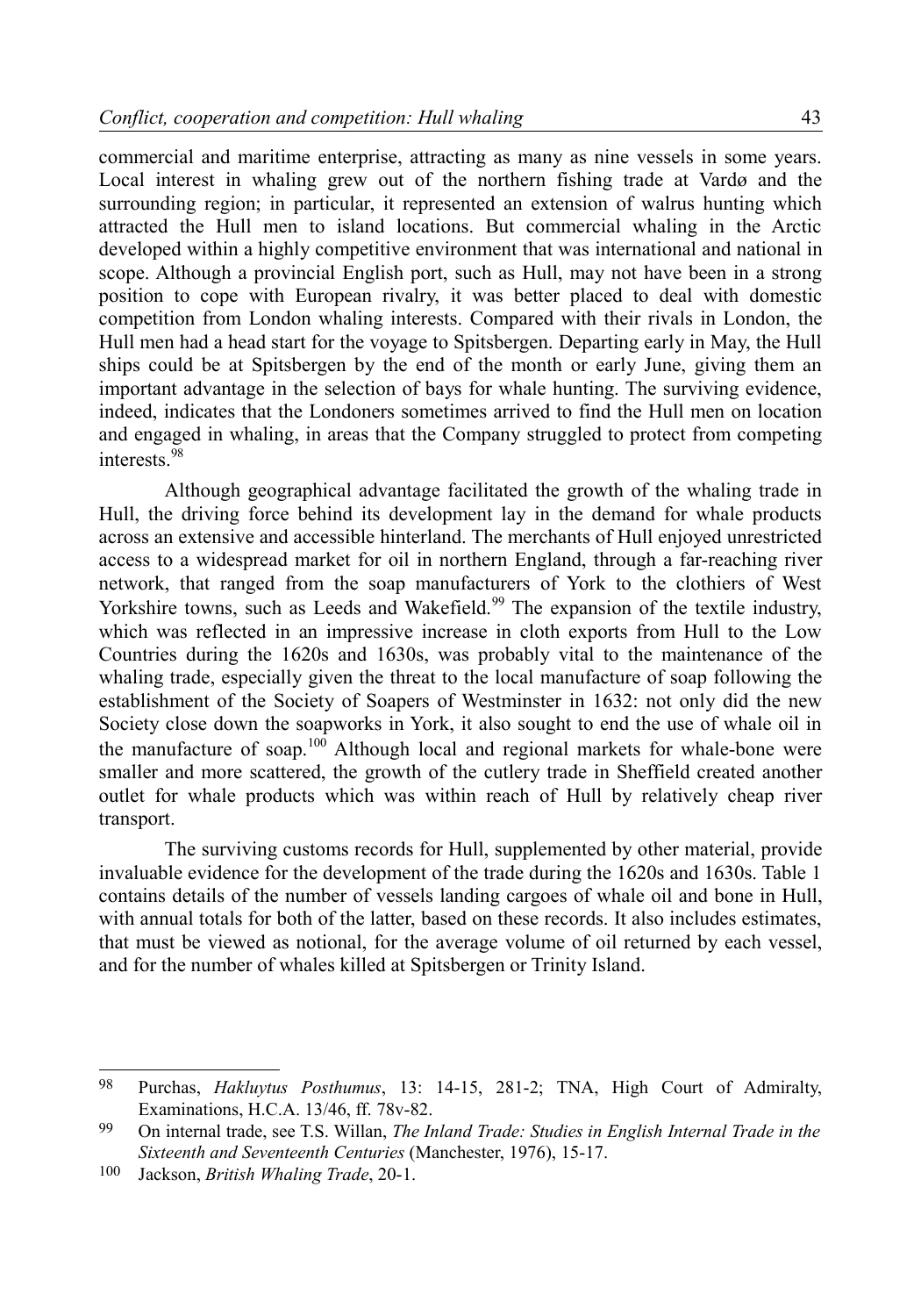commercial and maritime enterprise, attracting as many as nine vessels in some years. Local interest in whaling grew out of the northern fishing trade at Vardø and the surrounding region; in particular, it represented an extension of walrus hunting which attracted the Hull men to island locations. But commercial whaling in the Arctic developed within a highly competitive environment that was international and national in scope. Although a provincial English port, such as Hull, may not have been in a strong position to cope with European rivalry, it was better placed to deal with domestic competition from London whaling interests. Compared with their rivals in London, the Hull men had a head start for the voyage to Spitsbergen. Departing early in May, the Hull ships could be at Spitsbergen by the end of the month or early June, giving them an important advantage in the selection of bays for whale hunting. The surviving evidence, indeed, indicates that the Londoners sometimes arrived to find the Hull men on location and engaged in whaling, in areas that the Company struggled to protect from competing interests.[98]

Although geographical advantage facilitated the growth of the whaling trade in Hull, the driving force behind its development lay in the demand for whale products across an extensive and accessible hinterland. The merchants of Hull enjoyed unrestricted access to a widespread market for oil in northern England, through a far-reaching river network, that ranged from the soap manufacturers of York to the clothiers of West Yorkshire towns, such as Leeds and Wakefield.[99] The expansion of the textile industry, which was reflected in an impressive increase in cloth exports from Hull to the Low Countries during the 1620s and 1630s, was probably vital to the maintenance of the whaling trade, especially given the threat to the local manufacture of soap following the establishment of the Society of Soapers of Westminster in 1632: not only did the new Society close down the soapworks in York, it also sought to end the use of whale oil in the manufacture of soap.[100] Although local and regional markets for whale-bone were smaller and more scattered, the growth of the cutlery trade in Sheffield created another outlet for whale products which was within reach of Hull by relatively cheap river transport.

The surviving customs records for Hull, supplemented by other material, provide invaluable evidence for the development of the trade during the 1620s and 1630s. Table 1 contains details of the number of vessels landing cargoes of whale oil and bone in Hull, with annual totals for both of the latter, based on these records. It also includes estimates, that must be viewed as notional, for the average volume of oil returned by each vessel, and for the number of whales killed at Spitsbergen or Trinity Island.

---

98 Purchas, *Hakluytus Posthumus*, 13: 14-15, 281-2; TNA, High Court of Admiralty, Examinations, H.C.A. 13/46, ff. 78v-82.

99 On internal trade, see T.S. Willan, *The Inland Trade: Studies in English Internal Trade in the Sixteenth and Seventeenth Centuries* (Manchester, 1976), 15-17.

100 Jackson, *British Whaling Trade*, 20-1.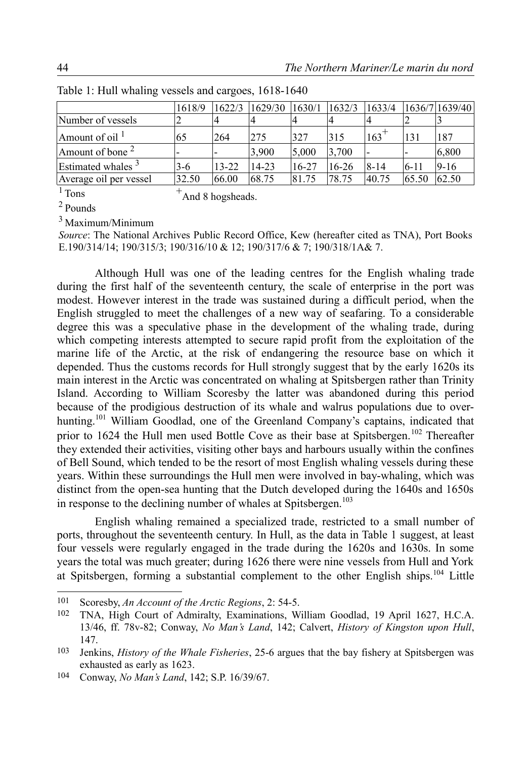Table 1: Hull whaling vessels and cargoes, 1618-1640

| | 1618/9 | 1622/3 | 1629/30 | 1630/1 | 1632/3 | 1633/4 | 1636/7 | 1639/40 |
|---|---|---|---|---|---|---|---|---|
| Number of vessels | 2 | 4 | 4 | 4 | 4 | 4 | 2 | 3 |
| Amount of oil [1] | 65 | 264 | 275 | 327 | 315 | 163[+] | 131 | 187 |
| Amount of bone [2] | - | - | 3,900 | 5,000 | 3,700 | - | - | 6,800 |
| Estimated whales [3] | 3-6 | 13-22 | 14-23 | 16-27 | 16-26 | 8-14 | 6-11 | 9-16 |
| Average oil per vessel | 32.50 | 66.00 | 68.75 | 81.75 | 78.75 | 40.75 | 65.50 | 62.50 |

[1] Tons [+] And 8 hogsheads.

[2] Pounds

[3] Maximum/Minimum

*Source*: The National Archives Public Record Office, Kew (hereafter cited as TNA), Port Books E.190/314/14; 190/315/3; 190/316/10 & 12; 190/317/6 & 7; 190/318/1A& 7.

Although Hull was one of the leading centres for the English whaling trade during the first half of the seventeenth century, the scale of enterprise in the port was modest. However interest in the trade was sustained during a difficult period, when the English struggled to meet the challenges of a new way of seafaring. To a considerable degree this was a speculative phase in the development of the whaling trade, during which competing interests attempted to secure rapid profit from the exploitation of the marine life of the Arctic, at the risk of endangering the resource base on which it depended. Thus the customs records for Hull strongly suggest that by the early 1620s its main interest in the Arctic was concentrated on whaling at Spitsbergen rather than Trinity Island. According to William Scoresby the latter was abandoned during this period because of the prodigious destruction of its whale and walrus populations due to over-hunting.[101] William Goodlad, one of the Greenland Company's captains, indicated that prior to 1624 the Hull men used Bottle Cove as their base at Spitsbergen.[102] Thereafter they extended their activities, visiting other bays and harbours usually within the confines of Bell Sound, which tended to be the resort of most English whaling vessels during these years. Within these surroundings the Hull men were involved in bay-whaling, which was distinct from the open-sea hunting that the Dutch developed during the 1640s and 1650s in response to the declining number of whales at Spitsbergen.[103]

English whaling remained a specialized trade, restricted to a small number of ports, throughout the seventeenth century. In Hull, as the data in Table 1 suggest, at least four vessels were regularly engaged in the trade during the 1620s and 1630s. In some years the total was much greater; during 1626 there were nine vessels from Hull and York at Spitsbergen, forming a substantial complement to the other English ships.[104] Little

---

101 Scoresby, *An Account of the Arctic Regions*, 2: 54-5.

102 TNA, High Court of Admiralty, Examinations, William Goodlad, 19 April 1627, H.C.A. 13/46, ff. 78v-82; Conway, *No Man's Land*, 142; Calvert, *History of Kingston upon Hull*, 147.

103 Jenkins, *History of the Whale Fisheries*, 25-6 argues that the bay fishery at Spitsbergen was exhausted as early as 1623.

104 Conway, *No Man's Land*, 142; S.P. 16/39/67.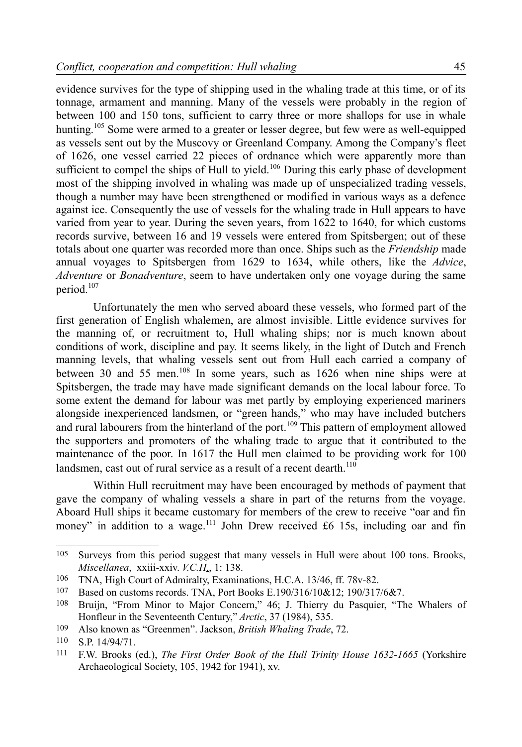evidence survives for the type of shipping used in the whaling trade at this time, or of its tonnage, armament and manning. Many of the vessels were probably in the region of between 100 and 150 tons, sufficient to carry three or more shallops for use in whale hunting.[105] Some were armed to a greater or lesser degree, but few were as well-equipped as vessels sent out by the Muscovy or Greenland Company. Among the Company's fleet of 1626, one vessel carried 22 pieces of ordnance which were apparently more than sufficient to compel the ships of Hull to yield.[106] During this early phase of development most of the shipping involved in whaling was made up of unspecialized trading vessels, though a number may have been strengthened or modified in various ways as a defence against ice. Consequently the use of vessels for the whaling trade in Hull appears to have varied from year to year. During the seven years, from 1622 to 1640, for which customs records survive, between 16 and 19 vessels were entered from Spitsbergen; out of these totals about one quarter was recorded more than once. Ships such as the *Friendship* made annual voyages to Spitsbergen from 1629 to 1634, while others, like the *Advice*, *Adventure* or *Bonadventure*, seem to have undertaken only one voyage during the same period.[107]

Unfortunately the men who served aboard these vessels, who formed part of the first generation of English whalemen, are almost invisible. Little evidence survives for the manning of, or recruitment to, Hull whaling ships; nor is much known about conditions of work, discipline and pay. It seems likely, in the light of Dutch and French manning levels, that whaling vessels sent out from Hull each carried a company of between 30 and 55 men.[108] In some years, such as 1626 when nine ships were at Spitsbergen, the trade may have made significant demands on the local labour force. To some extent the demand for labour was met partly by employing experienced mariners alongside inexperienced landsmen, or "green hands," who may have included butchers and rural labourers from the hinterland of the port.[109] This pattern of employment allowed the supporters and promoters of the whaling trade to argue that it contributed to the maintenance of the poor. In 1617 the Hull men claimed to be providing work for 100 landsmen, cast out of rural service as a result of a recent dearth.[110]

Within Hull recruitment may have been encouraged by methods of payment that gave the company of whaling vessels a share in part of the returns from the voyage. Aboard Hull ships it became customary for members of the crew to receive "oar and fin money" in addition to a wage.[111] John Drew received £6 15s, including oar and fin

---

105 Surveys from this period suggest that many vessels in Hull were about 100 tons. Brooks, *Miscellanea*, xxiii-xxiv. *V.C.H.*, 1: 138.

106 TNA, High Court of Admiralty, Examinations, H.C.A. 13/46, ff. 78v-82.

107 Based on customs records. TNA, Port Books E.190/316/10&12; 190/317/6&7.

108 Bruijn, "From Minor to Major Concern," 46; J. Thierry du Pasquier, "The Whalers of Honfleur in the Seventeenth Century," *Arctic*, 37 (1984), 535.

109 Also known as "Greenmen". Jackson, *British Whaling Trade*, 72.

110 S.P. 14/94/71.

111 F.W. Brooks (ed.), *The First Order Book of the Hull Trinity House 1632-1665* (Yorkshire Archaeological Society, 105, 1942 for 1941), xv.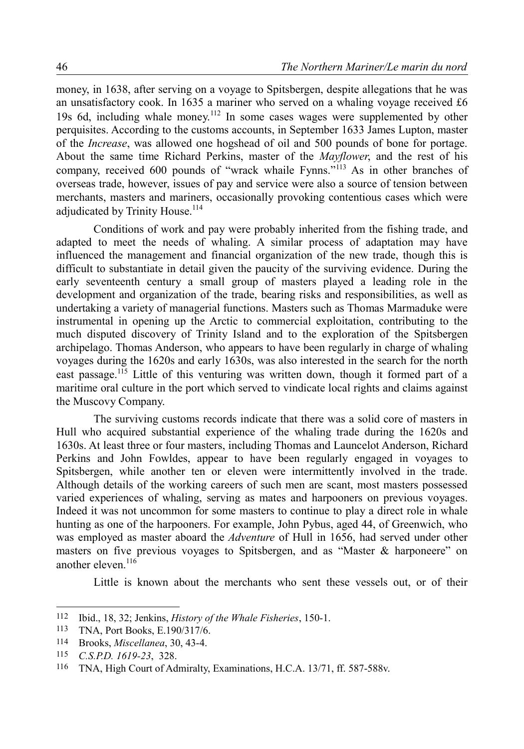money, in 1638, after serving on a voyage to Spitsbergen, despite allegations that he was an unsatisfactory cook. In 1635 a mariner who served on a whaling voyage received £6 19s 6d, including whale money.[112] In some cases wages were supplemented by other perquisites. According to the customs accounts, in September 1633 James Lupton, master of the *Increase*, was allowed one hogshead of oil and 500 pounds of bone for portage. About the same time Richard Perkins, master of the *Mayflower*, and the rest of his company, received 600 pounds of "wrack whaile Fynns."[113] As in other branches of overseas trade, however, issues of pay and service were also a source of tension between merchants, masters and mariners, occasionally provoking contentious cases which were adjudicated by Trinity House.[114]

Conditions of work and pay were probably inherited from the fishing trade, and adapted to meet the needs of whaling. A similar process of adaptation may have influenced the management and financial organization of the new trade, though this is difficult to substantiate in detail given the paucity of the surviving evidence. During the early seventeenth century a small group of masters played a leading role in the development and organization of the trade, bearing risks and responsibilities, as well as undertaking a variety of managerial functions. Masters such as Thomas Marmaduke were instrumental in opening up the Arctic to commercial exploitation, contributing to the much disputed discovery of Trinity Island and to the exploration of the Spitsbergen archipelago. Thomas Anderson, who appears to have been regularly in charge of whaling voyages during the 1620s and early 1630s, was also interested in the search for the north east passage.[115] Little of this venturing was written down, though it formed part of a maritime oral culture in the port which served to vindicate local rights and claims against the Muscovy Company.

The surviving customs records indicate that there was a solid core of masters in Hull who acquired substantial experience of the whaling trade during the 1620s and 1630s. At least three or four masters, including Thomas and Launcelot Anderson, Richard Perkins and John Fowldes, appear to have been regularly engaged in voyages to Spitsbergen, while another ten or eleven were intermittently involved in the trade. Although details of the working careers of such men are scant, most masters possessed varied experiences of whaling, serving as mates and harpooners on previous voyages. Indeed it was not uncommon for some masters to continue to play a direct role in whale hunting as one of the harpooners. For example, John Pybus, aged 44, of Greenwich, who was employed as master aboard the *Adventure* of Hull in 1656, had served under other masters on five previous voyages to Spitsbergen, and as "Master & harponeere" on another eleven.[116]

Little is known about the merchants who sent these vessels out, or of their

---

112 Ibid., 18, 32; Jenkins, *History of the Whale Fisheries*, 150-1.

113 TNA, Port Books, E.190/317/6.

114 Brooks, *Miscellanea*, 30, 43-4.

115 *C.S.P.D. 1619-23*, 328.

116 TNA, High Court of Admiralty, Examinations, H.C.A. 13/71, ff. 587-588v.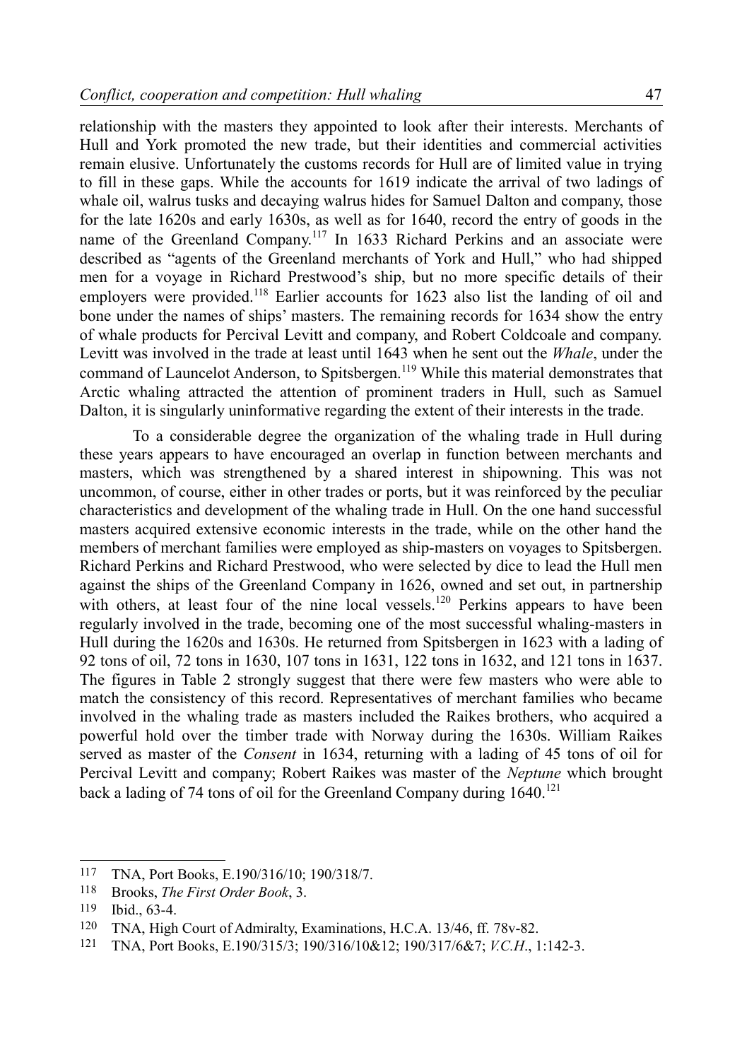relationship with the masters they appointed to look after their interests. Merchants of Hull and York promoted the new trade, but their identities and commercial activities remain elusive. Unfortunately the customs records for Hull are of limited value in trying to fill in these gaps. While the accounts for 1619 indicate the arrival of two ladings of whale oil, walrus tusks and decaying walrus hides for Samuel Dalton and company, those for the late 1620s and early 1630s, as well as for 1640, record the entry of goods in the name of the Greenland Company.[117] In 1633 Richard Perkins and an associate were described as "agents of the Greenland merchants of York and Hull," who had shipped men for a voyage in Richard Prestwood's ship, but no more specific details of their employers were provided.[118] Earlier accounts for 1623 also list the landing of oil and bone under the names of ships' masters. The remaining records for 1634 show the entry of whale products for Percival Levitt and company, and Robert Coldcoale and company. Levitt was involved in the trade at least until 1643 when he sent out the *Whale*, under the command of Launcelot Anderson, to Spitsbergen.[119] While this material demonstrates that Arctic whaling attracted the attention of prominent traders in Hull, such as Samuel Dalton, it is singularly uninformative regarding the extent of their interests in the trade.

To a considerable degree the organization of the whaling trade in Hull during these years appears to have encouraged an overlap in function between merchants and masters, which was strengthened by a shared interest in shipowning. This was not uncommon, of course, either in other trades or ports, but it was reinforced by the peculiar characteristics and development of the whaling trade in Hull. On the one hand successful masters acquired extensive economic interests in the trade, while on the other hand the members of merchant families were employed as ship-masters on voyages to Spitsbergen. Richard Perkins and Richard Prestwood, who were selected by dice to lead the Hull men against the ships of the Greenland Company in 1626, owned and set out, in partnership with others, at least four of the nine local vessels.[120] Perkins appears to have been regularly involved in the trade, becoming one of the most successful whaling-masters in Hull during the 1620s and 1630s. He returned from Spitsbergen in 1623 with a lading of 92 tons of oil, 72 tons in 1630, 107 tons in 1631, 122 tons in 1632, and 121 tons in 1637. The figures in Table 2 strongly suggest that there were few masters who were able to match the consistency of this record. Representatives of merchant families who became involved in the whaling trade as masters included the Raikes brothers, who acquired a powerful hold over the timber trade with Norway during the 1630s. William Raikes served as master of the *Consent* in 1634, returning with a lading of 45 tons of oil for Percival Levitt and company; Robert Raikes was master of the *Neptune* which brought back a lading of 74 tons of oil for the Greenland Company during 1640.[121]

---

117 TNA, Port Books, E.190/316/10; 190/318/7.

118 Brooks, *The First Order Book*, 3.

119 Ibid., 63-4.

120 TNA, High Court of Admiralty, Examinations, H.C.A. 13/46, ff. 78v-82.

121 TNA, Port Books, E.190/315/3; 190/316/10&12; 190/317/6&7; *V.C.H*., 1:142-3.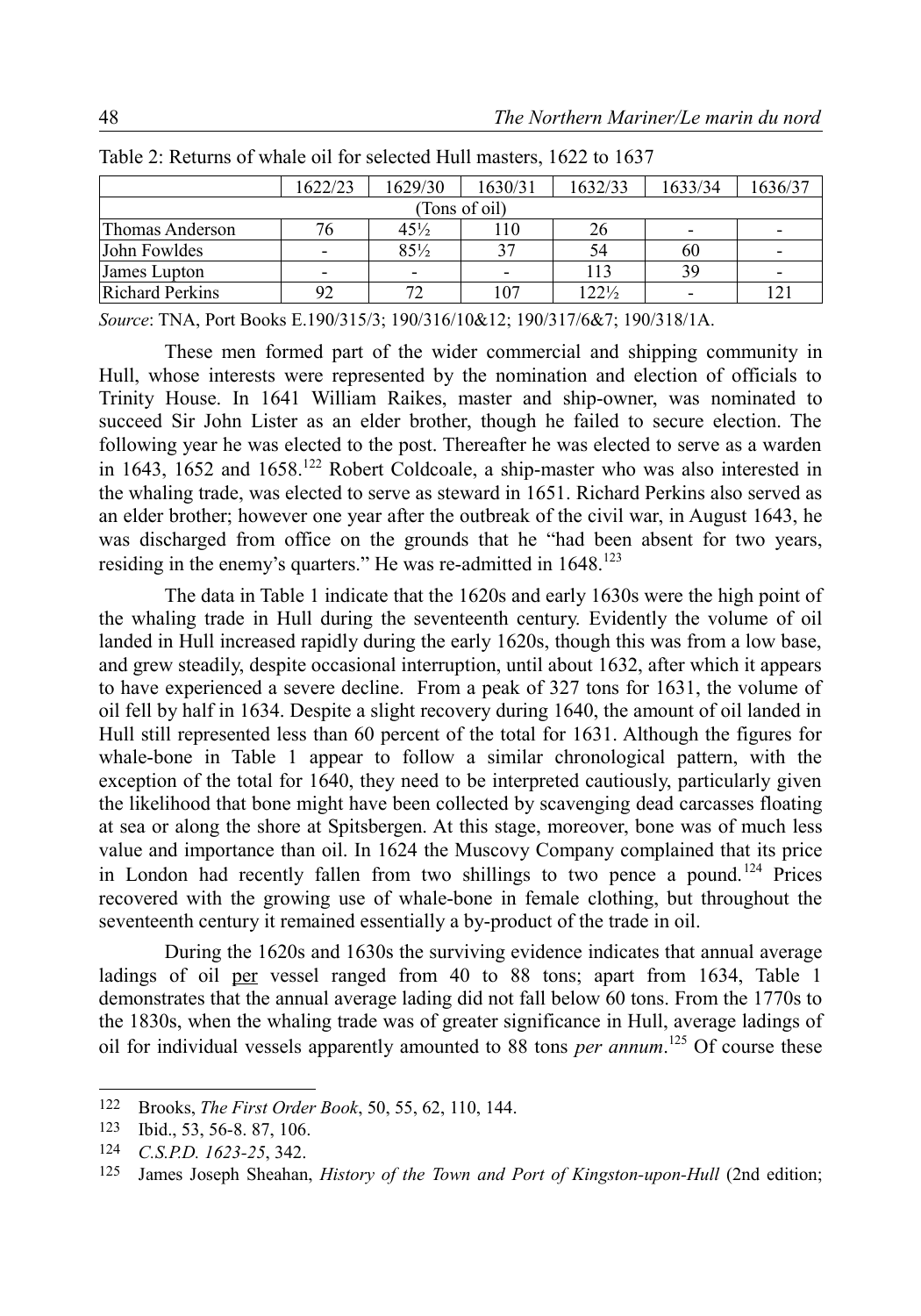Table 2: Returns of whale oil for selected Hull masters, 1622 to 1637

| | 1622/23 | 1629/30 | 1630/31 | 1632/33 | 1633/34 | 1636/37 |
|---|---|---|---|---|---|---|
| (Tons of oil) | | | | | | |
| Thomas Anderson | 76 | 45½ | 110 | 26 | - | - |
| John Fowldes | - | 85½ | 37 | 54 | 60 | - |
| James Lupton | - | - | - | 113 | 39 | - |
| Richard Perkins | 92 | 72 | 107 | 122½ | - | 121 |

*Source*: TNA, Port Books E.190/315/3; 190/316/10&12; 190/317/6&7; 190/318/1A.

These men formed part of the wider commercial and shipping community in Hull, whose interests were represented by the nomination and election of officials to Trinity House. In 1641 William Raikes, master and ship-owner, was nominated to succeed Sir John Lister as an elder brother, though he failed to secure election. The following year he was elected to the post. Thereafter he was elected to serve as a warden in 1643, 1652 and 1658.[122] Robert Coldcoale, a ship-master who was also interested in the whaling trade, was elected to serve as steward in 1651. Richard Perkins also served as an elder brother; however one year after the outbreak of the civil war, in August 1643, he was discharged from office on the grounds that he "had been absent for two years, residing in the enemy's quarters." He was re-admitted in 1648.[123]

The data in Table 1 indicate that the 1620s and early 1630s were the high point of the whaling trade in Hull during the seventeenth century. Evidently the volume of oil landed in Hull increased rapidly during the early 1620s, though this was from a low base, and grew steadily, despite occasional interruption, until about 1632, after which it appears to have experienced a severe decline. From a peak of 327 tons for 1631, the volume of oil fell by half in 1634. Despite a slight recovery during 1640, the amount of oil landed in Hull still represented less than 60 percent of the total for 1631. Although the figures for whale-bone in Table 1 appear to follow a similar chronological pattern, with the exception of the total for 1640, they need to be interpreted cautiously, particularly given the likelihood that bone might have been collected by scavenging dead carcasses floating at sea or along the shore at Spitsbergen. At this stage, moreover, bone was of much less value and importance than oil. In 1624 the Muscovy Company complained that its price in London had recently fallen from two shillings to two pence a pound.[124] Prices recovered with the growing use of whale-bone in female clothing, but throughout the seventeenth century it remained essentially a by-product of the trade in oil.

During the 1620s and 1630s the surviving evidence indicates that annual average ladings of oil per vessel ranged from 40 to 88 tons; apart from 1634, Table 1 demonstrates that the annual average lading did not fall below 60 tons. From the 1770s to the 1830s, when the whaling trade was of greater significance in Hull, average ladings of oil for individual vessels apparently amounted to 88 tons *per annum*.[125] Of course these

---

122 Brooks, *The First Order Book*, 50, 55, 62, 110, 144.

123 Ibid., 53, 56-8. 87, 106.

124 *C.S.P.D. 1623-25*, 342.

125 James Joseph Sheahan, *History of the Town and Port of Kingston-upon-Hull* (2nd edition;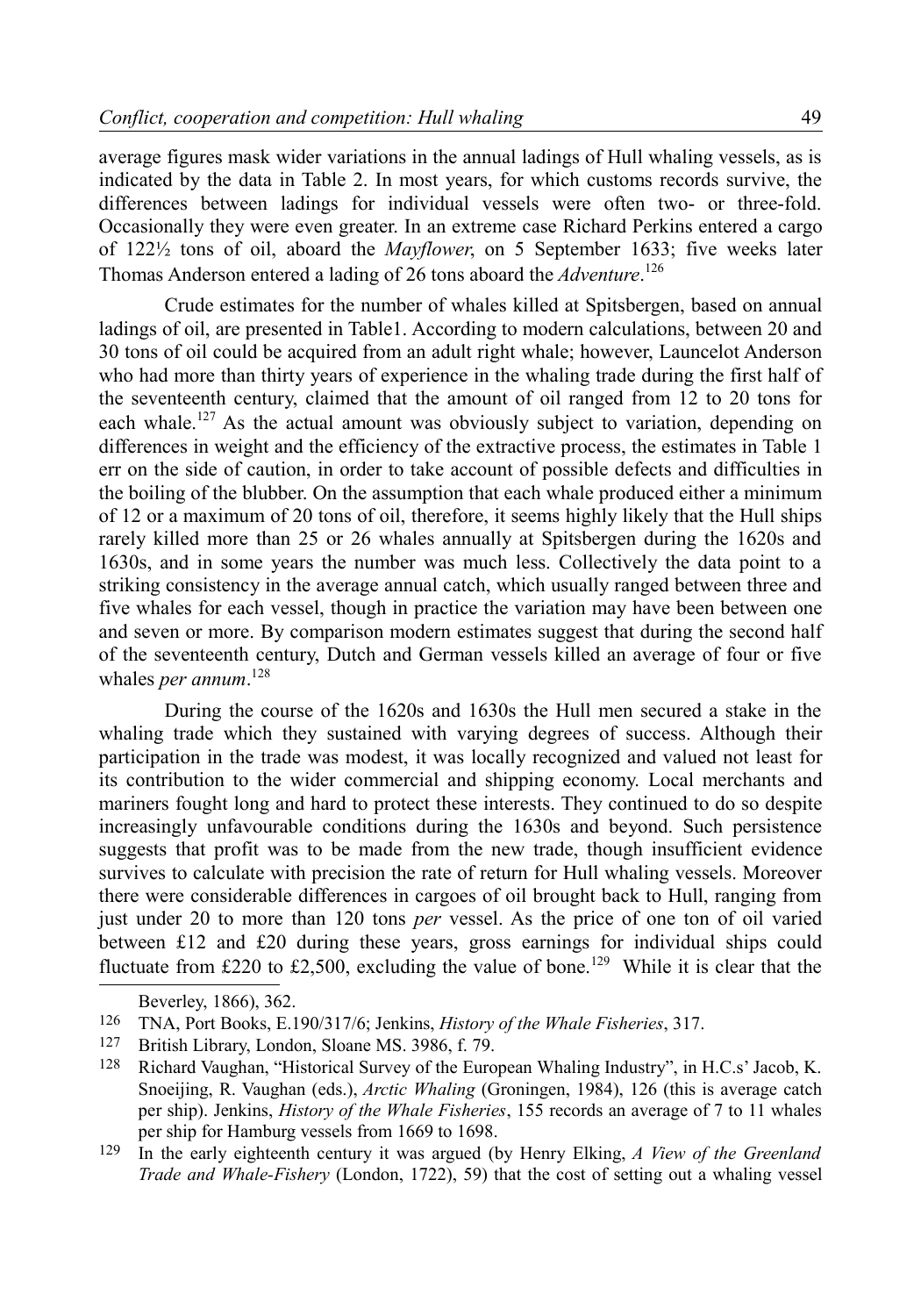average figures mask wider variations in the annual ladings of Hull whaling vessels, as is indicated by the data in Table 2. In most years, for which customs records survive, the differences between ladings for individual vessels were often two- or three-fold. Occasionally they were even greater. In an extreme case Richard Perkins entered a cargo of 122½ tons of oil, aboard the *Mayflower*, on 5 September 1633; five weeks later Thomas Anderson entered a lading of 26 tons aboard the *Adventure*.[126]

Crude estimates for the number of whales killed at Spitsbergen, based on annual ladings of oil, are presented in Table1. According to modern calculations, between 20 and 30 tons of oil could be acquired from an adult right whale; however, Launcelot Anderson who had more than thirty years of experience in the whaling trade during the first half of the seventeenth century, claimed that the amount of oil ranged from 12 to 20 tons for each whale.[127] As the actual amount was obviously subject to variation, depending on differences in weight and the efficiency of the extractive process, the estimates in Table 1 err on the side of caution, in order to take account of possible defects and difficulties in the boiling of the blubber. On the assumption that each whale produced either a minimum of 12 or a maximum of 20 tons of oil, therefore, it seems highly likely that the Hull ships rarely killed more than 25 or 26 whales annually at Spitsbergen during the 1620s and 1630s, and in some years the number was much less. Collectively the data point to a striking consistency in the average annual catch, which usually ranged between three and five whales for each vessel, though in practice the variation may have been between one and seven or more. By comparison modern estimates suggest that during the second half of the seventeenth century, Dutch and German vessels killed an average of four or five whales *per annum*.[128]

During the course of the 1620s and 1630s the Hull men secured a stake in the whaling trade which they sustained with varying degrees of success. Although their participation in the trade was modest, it was locally recognized and valued not least for its contribution to the wider commercial and shipping economy. Local merchants and mariners fought long and hard to protect these interests. They continued to do so despite increasingly unfavourable conditions during the 1630s and beyond. Such persistence suggests that profit was to be made from the new trade, though insufficient evidence survives to calculate with precision the rate of return for Hull whaling vessels. Moreover there were considerable differences in cargoes of oil brought back to Hull, ranging from just under 20 to more than 120 tons *per* vessel. As the price of one ton of oil varied between £12 and £20 during these years, gross earnings for individual ships could fluctuate from £220 to £2,500, excluding the value of bone.[129] While it is clear that the

---

Beverley, 1866), 362.

126 TNA, Port Books, E.190/317/6; Jenkins, *History of the Whale Fisheries*, 317.

127 British Library, London, Sloane MS. 3986, f. 79.

128 Richard Vaughan, "Historical Survey of the European Whaling Industry", in H.C.s' Jacob, K. Snoeijing, R. Vaughan (eds.), *Arctic Whaling* (Groningen, 1984), 126 (this is average catch per ship). Jenkins, *History of the Whale Fisheries*, 155 records an average of 7 to 11 whales per ship for Hamburg vessels from 1669 to 1698.

129 In the early eighteenth century it was argued (by Henry Elking, *A View of the Greenland Trade and Whale-Fishery* (London, 1722), 59) that the cost of setting out a whaling vessel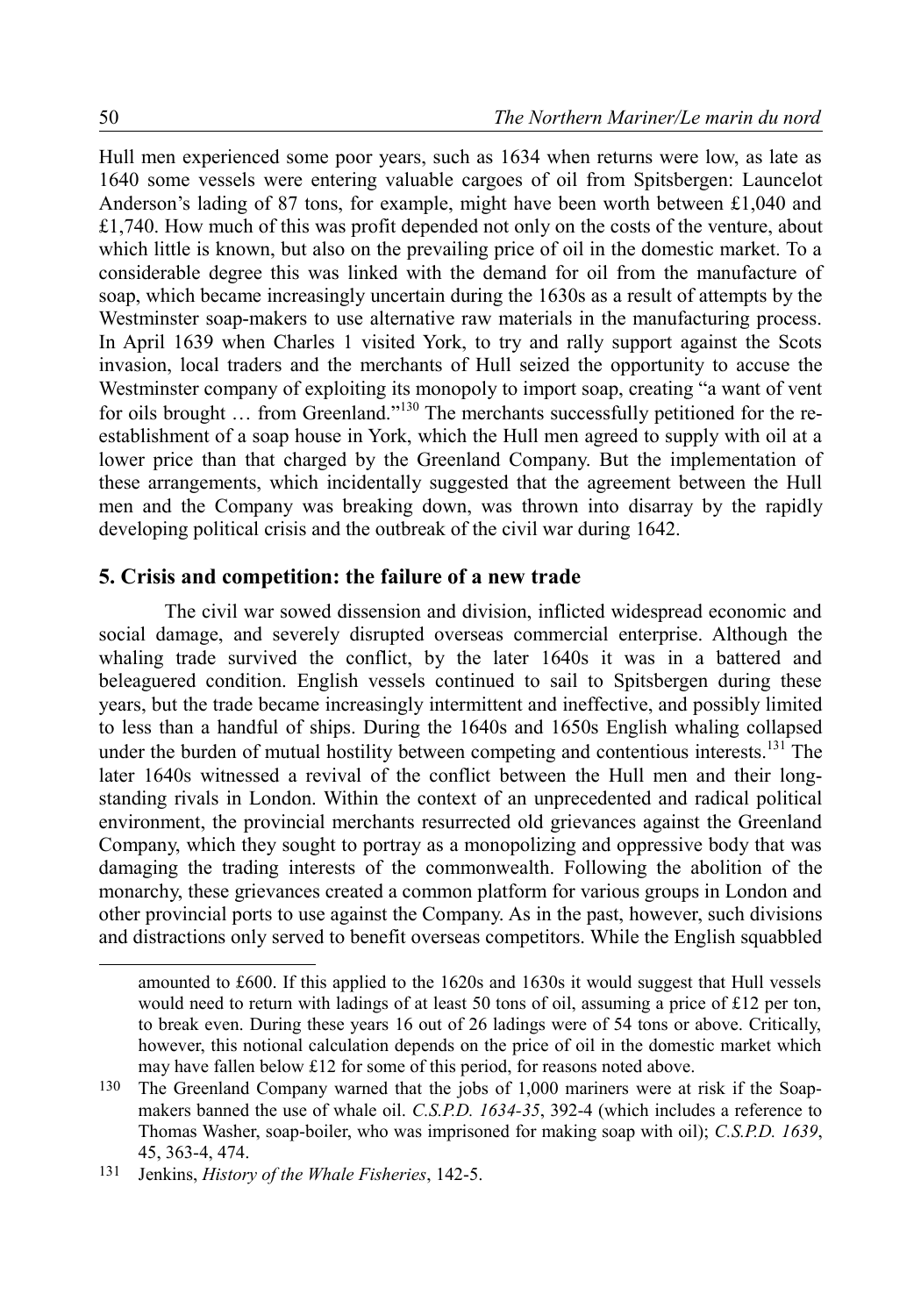Hull men experienced some poor years, such as 1634 when returns were low, as late as 1640 some vessels were entering valuable cargoes of oil from Spitsbergen: Launcelot Anderson's lading of 87 tons, for example, might have been worth between £1,040 and £1,740. How much of this was profit depended not only on the costs of the venture, about which little is known, but also on the prevailing price of oil in the domestic market. To a considerable degree this was linked with the demand for oil from the manufacture of soap, which became increasingly uncertain during the 1630s as a result of attempts by the Westminster soap-makers to use alternative raw materials in the manufacturing process. In April 1639 when Charles 1 visited York, to try and rally support against the Scots invasion, local traders and the merchants of Hull seized the opportunity to accuse the Westminster company of exploiting its monopoly to import soap, creating "a want of vent for oils brought … from Greenland."[130] The merchants successfully petitioned for the re-establishment of a soap house in York, which the Hull men agreed to supply with oil at a lower price than that charged by the Greenland Company. But the implementation of these arrangements, which incidentally suggested that the agreement between the Hull men and the Company was breaking down, was thrown into disarray by the rapidly developing political crisis and the outbreak of the civil war during 1642.

## 5. Crisis and competition: the failure of a new trade

The civil war sowed dissension and division, inflicted widespread economic and social damage, and severely disrupted overseas commercial enterprise. Although the whaling trade survived the conflict, by the later 1640s it was in a battered and beleaguered condition. English vessels continued to sail to Spitsbergen during these years, but the trade became increasingly intermittent and ineffective, and possibly limited to less than a handful of ships. During the 1640s and 1650s English whaling collapsed under the burden of mutual hostility between competing and contentious interests.[131] The later 1640s witnessed a revival of the conflict between the Hull men and their long-standing rivals in London. Within the context of an unprecedented and radical political environment, the provincial merchants resurrected old grievances against the Greenland Company, which they sought to portray as a monopolizing and oppressive body that was damaging the trading interests of the commonwealth. Following the abolition of the monarchy, these grievances created a common platform for various groups in London and other provincial ports to use against the Company. As in the past, however, such divisions and distractions only served to benefit overseas competitors. While the English squabbled

---

amounted to £600. If this applied to the 1620s and 1630s it would suggest that Hull vessels would need to return with ladings of at least 50 tons of oil, assuming a price of £12 per ton, to break even. During these years 16 out of 26 ladings were of 54 tons or above. Critically, however, this notional calculation depends on the price of oil in the domestic market which may have fallen below £12 for some of this period, for reasons noted above.

130 The Greenland Company warned that the jobs of 1,000 mariners were at risk if the Soap-makers banned the use of whale oil. *C.S.P.D. 1634-35*, 392-4 (which includes a reference to Thomas Washer, soap-boiler, who was imprisoned for making soap with oil); *C.S.P.D. 1639*, 45, 363-4, 474.

131 Jenkins, *History of the Whale Fisheries*, 142-5.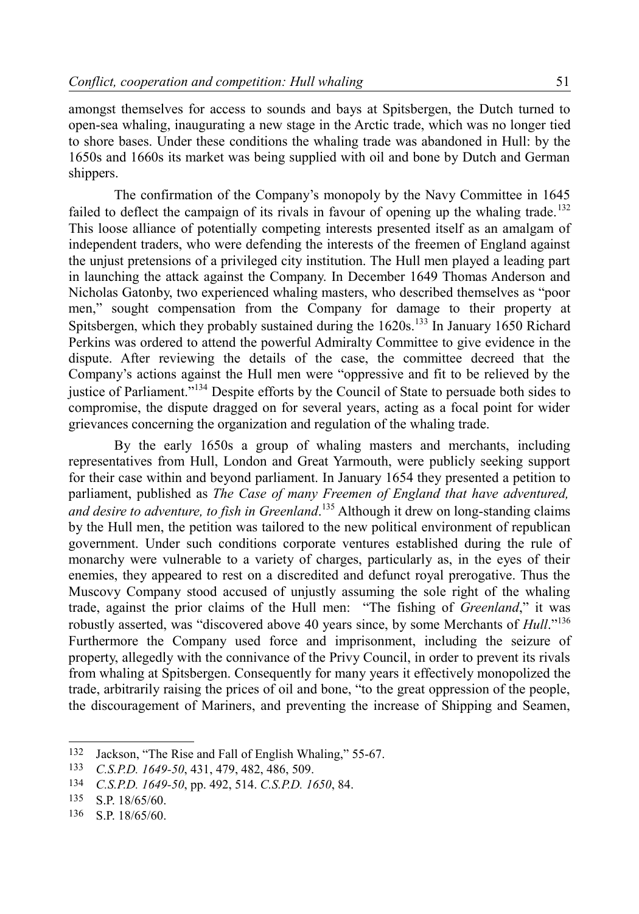amongst themselves for access to sounds and bays at Spitsbergen, the Dutch turned to open-sea whaling, inaugurating a new stage in the Arctic trade, which was no longer tied to shore bases. Under these conditions the whaling trade was abandoned in Hull: by the 1650s and 1660s its market was being supplied with oil and bone by Dutch and German shippers.

The confirmation of the Company's monopoly by the Navy Committee in 1645 failed to deflect the campaign of its rivals in favour of opening up the whaling trade.[132] This loose alliance of potentially competing interests presented itself as an amalgam of independent traders, who were defending the interests of the freemen of England against the unjust pretensions of a privileged city institution. The Hull men played a leading part in launching the attack against the Company. In December 1649 Thomas Anderson and Nicholas Gatonby, two experienced whaling masters, who described themselves as "poor men," sought compensation from the Company for damage to their property at Spitsbergen, which they probably sustained during the 1620s.[133] In January 1650 Richard Perkins was ordered to attend the powerful Admiralty Committee to give evidence in the dispute. After reviewing the details of the case, the committee decreed that the Company's actions against the Hull men were "oppressive and fit to be relieved by the justice of Parliament."[134] Despite efforts by the Council of State to persuade both sides to compromise, the dispute dragged on for several years, acting as a focal point for wider grievances concerning the organization and regulation of the whaling trade.

By the early 1650s a group of whaling masters and merchants, including representatives from Hull, London and Great Yarmouth, were publicly seeking support for their case within and beyond parliament. In January 1654 they presented a petition to parliament, published as *The Case of many Freemen of England that have adventured, and desire to adventure, to fish in Greenland*.[135] Although it drew on long-standing claims by the Hull men, the petition was tailored to the new political environment of republican government. Under such conditions corporate ventures established during the rule of monarchy were vulnerable to a variety of charges, particularly as, in the eyes of their enemies, they appeared to rest on a discredited and defunct royal prerogative. Thus the Muscovy Company stood accused of unjustly assuming the sole right of the whaling trade, against the prior claims of the Hull men: "The fishing of *Greenland*," it was robustly asserted, was "discovered above 40 years since, by some Merchants of *Hull*."[136] Furthermore the Company used force and imprisonment, including the seizure of property, allegedly with the connivance of the Privy Council, in order to prevent its rivals from whaling at Spitsbergen. Consequently for many years it effectively monopolized the trade, arbitrarily raising the prices of oil and bone, "to the great oppression of the people, the discouragement of Mariners, and preventing the increase of Shipping and Seamen,

---

132 Jackson, "The Rise and Fall of English Whaling," 55-67.

133 *C.S.P.D. 1649-50*, 431, 479, 482, 486, 509.

134 *C.S.P.D. 1649-50*, pp. 492, 514. *C.S.P.D. 1650*, 84.

135 S.P. 18/65/60.

136 S.P. 18/65/60.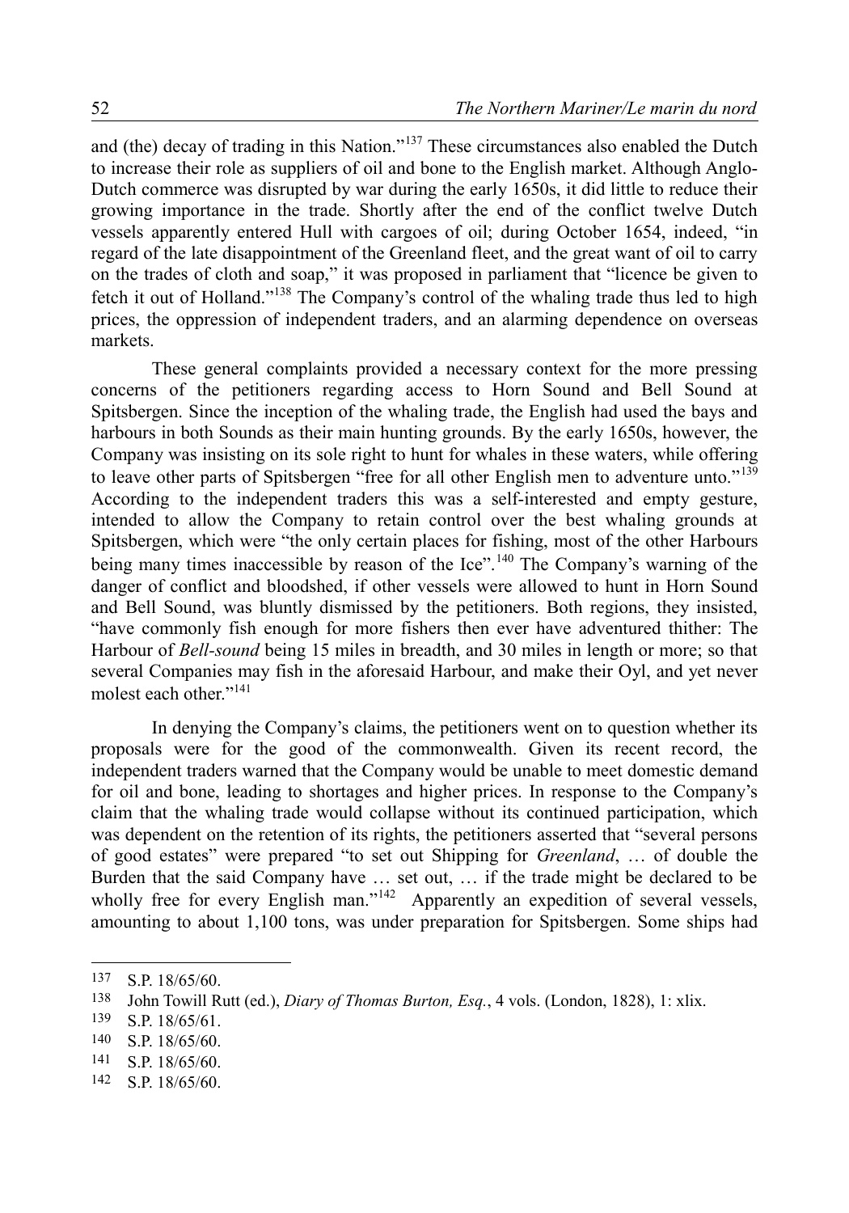and (the) decay of trading in this Nation."[137] These circumstances also enabled the Dutch to increase their role as suppliers of oil and bone to the English market. Although Anglo-Dutch commerce was disrupted by war during the early 1650s, it did little to reduce their growing importance in the trade. Shortly after the end of the conflict twelve Dutch vessels apparently entered Hull with cargoes of oil; during October 1654, indeed, "in regard of the late disappointment of the Greenland fleet, and the great want of oil to carry on the trades of cloth and soap," it was proposed in parliament that "licence be given to fetch it out of Holland."[138] The Company's control of the whaling trade thus led to high prices, the oppression of independent traders, and an alarming dependence on overseas markets.

These general complaints provided a necessary context for the more pressing concerns of the petitioners regarding access to Horn Sound and Bell Sound at Spitsbergen. Since the inception of the whaling trade, the English had used the bays and harbours in both Sounds as their main hunting grounds. By the early 1650s, however, the Company was insisting on its sole right to hunt for whales in these waters, while offering to leave other parts of Spitsbergen "free for all other English men to adventure unto."[139] According to the independent traders this was a self-interested and empty gesture, intended to allow the Company to retain control over the best whaling grounds at Spitsbergen, which were "the only certain places for fishing, most of the other Harbours being many times inaccessible by reason of the Ice".[140] The Company's warning of the danger of conflict and bloodshed, if other vessels were allowed to hunt in Horn Sound and Bell Sound, was bluntly dismissed by the petitioners. Both regions, they insisted, "have commonly fish enough for more fishers then ever have adventured thither: The Harbour of *Bell-sound* being 15 miles in breadth, and 30 miles in length or more; so that several Companies may fish in the aforesaid Harbour, and make their Oyl, and yet never molest each other."[141]

In denying the Company's claims, the petitioners went on to question whether its proposals were for the good of the commonwealth. Given its recent record, the independent traders warned that the Company would be unable to meet domestic demand for oil and bone, leading to shortages and higher prices. In response to the Company's claim that the whaling trade would collapse without its continued participation, which was dependent on the retention of its rights, the petitioners asserted that "several persons of good estates" were prepared "to set out Shipping for *Greenland*, … of double the Burden that the said Company have … set out, … if the trade might be declared to be wholly free for every English man."[142] Apparently an expedition of several vessels, amounting to about 1,100 tons, was under preparation for Spitsbergen. Some ships had

---

137 S.P. 18/65/60.

138 John Towill Rutt (ed.), *Diary of Thomas Burton, Esq.*, 4 vols. (London, 1828), 1: xlix.

139 S.P. 18/65/61.

140 S.P. 18/65/60.

141 S.P. 18/65/60.

142 S.P. 18/65/60.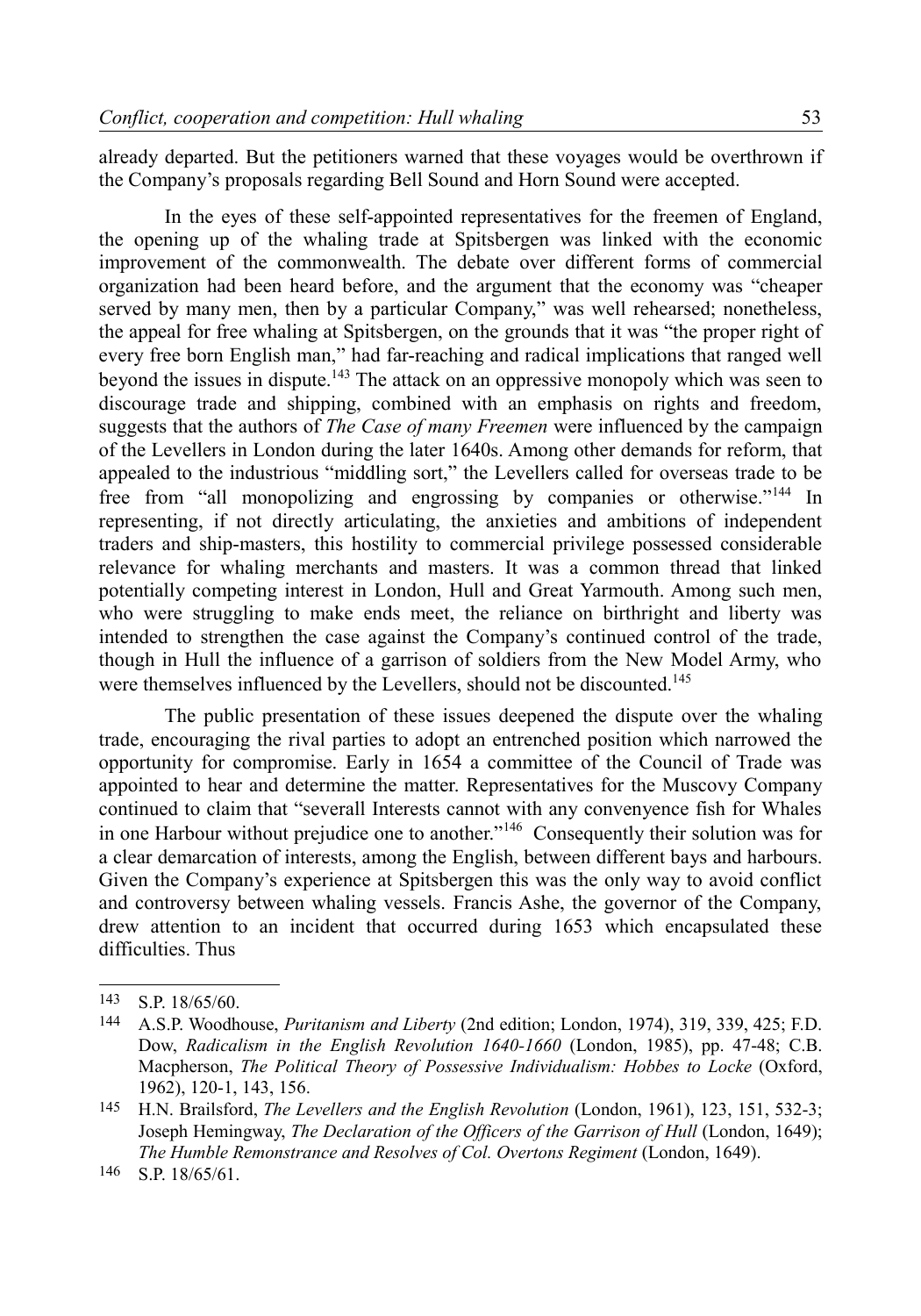already departed. But the petitioners warned that these voyages would be overthrown if the Company's proposals regarding Bell Sound and Horn Sound were accepted.

In the eyes of these self-appointed representatives for the freemen of England, the opening up of the whaling trade at Spitsbergen was linked with the economic improvement of the commonwealth. The debate over different forms of commercial organization had been heard before, and the argument that the economy was "cheaper served by many men, then by a particular Company," was well rehearsed; nonetheless, the appeal for free whaling at Spitsbergen, on the grounds that it was "the proper right of every free born English man," had far-reaching and radical implications that ranged well beyond the issues in dispute.[143] The attack on an oppressive monopoly which was seen to discourage trade and shipping, combined with an emphasis on rights and freedom, suggests that the authors of *The Case of many Freemen* were influenced by the campaign of the Levellers in London during the later 1640s. Among other demands for reform, that appealed to the industrious "middling sort," the Levellers called for overseas trade to be free from "all monopolizing and engrossing by companies or otherwise."[144] In representing, if not directly articulating, the anxieties and ambitions of independent traders and ship-masters, this hostility to commercial privilege possessed considerable relevance for whaling merchants and masters. It was a common thread that linked potentially competing interest in London, Hull and Great Yarmouth. Among such men, who were struggling to make ends meet, the reliance on birthright and liberty was intended to strengthen the case against the Company's continued control of the trade, though in Hull the influence of a garrison of soldiers from the New Model Army, who were themselves influenced by the Levellers, should not be discounted.[145]

The public presentation of these issues deepened the dispute over the whaling trade, encouraging the rival parties to adopt an entrenched position which narrowed the opportunity for compromise. Early in 1654 a committee of the Council of Trade was appointed to hear and determine the matter. Representatives for the Muscovy Company continued to claim that "severall Interests cannot with any convenyence fish for Whales in one Harbour without prejudice one to another."[146] Consequently their solution was for a clear demarcation of interests, among the English, between different bays and harbours. Given the Company's experience at Spitsbergen this was the only way to avoid conflict and controversy between whaling vessels. Francis Ashe, the governor of the Company, drew attention to an incident that occurred during 1653 which encapsulated these difficulties. Thus

---

143 S.P. 18/65/60.

144 A.S.P. Woodhouse, *Puritanism and Liberty* (2nd edition; London, 1974), 319, 339, 425; F.D. Dow, *Radicalism in the English Revolution 1640-1660* (London, 1985), pp. 47-48; C.B. Macpherson, *The Political Theory of Possessive Individualism: Hobbes to Locke* (Oxford, 1962), 120-1, 143, 156.

145 H.N. Brailsford, *The Levellers and the English Revolution* (London, 1961), 123, 151, 532-3; Joseph Hemingway, *The Declaration of the Officers of the Garrison of Hull* (London, 1649); *The Humble Remonstrance and Resolves of Col. Overtons Regiment* (London, 1649).

146 S.P. 18/65/61.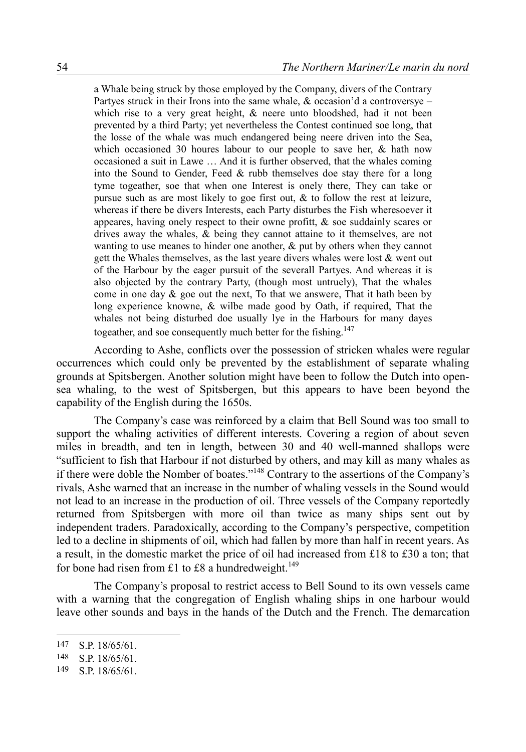> a Whale being struck by those employed by the Company, divers of the Contrary Partyes struck in their Irons into the same whale, & occasion'd a controversye – which rise to a very great height, & neere unto bloodshed, had it not been prevented by a third Party; yet nevertheless the Contest continued soe long, that the losse of the whale was much endangered being neere driven into the Sea, which occasioned 30 houres labour to our people to save her, & hath now occasioned a suit in Lawe … And it is further observed, that the whales coming into the Sound to Gender, Feed & rubb themselves doe stay there for a long tyme togeather, soe that when one Interest is onely there, They can take or pursue such as are most likely to goe first out, & to follow the rest at leizure, whereas if there be divers Interests, each Party disturbes the Fish wheresoever it appeares, having onely respect to their owne profitt, & soe suddainly scares or drives away the whales, & being they cannot attaine to it themselves, are not wanting to use meanes to hinder one another, & put by others when they cannot gett the Whales themselves, as the last yeare divers whales were lost & went out of the Harbour by the eager pursuit of the severall Partyes. And whereas it is also objected by the contrary Party, (though most untruely), That the whales come in one day & goe out the next, To that we answere, That it hath been by long experience knowne, & wilbe made good by Oath, if required, That the whales not being disturbed doe usually lye in the Harbours for many dayes togeather, and soe consequently much better for the fishing.[147]

According to Ashe, conflicts over the possession of stricken whales were regular occurrences which could only be prevented by the establishment of separate whaling grounds at Spitsbergen. Another solution might have been to follow the Dutch into open-sea whaling, to the west of Spitsbergen, but this appears to have been beyond the capability of the English during the 1650s.

The Company's case was reinforced by a claim that Bell Sound was too small to support the whaling activities of different interests. Covering a region of about seven miles in breadth, and ten in length, between 30 and 40 well-manned shallops were "sufficient to fish that Harbour if not disturbed by others, and may kill as many whales as if there were doble the Nomber of boates."[148] Contrary to the assertions of the Company's rivals, Ashe warned that an increase in the number of whaling vessels in the Sound would not lead to an increase in the production of oil. Three vessels of the Company reportedly returned from Spitsbergen with more oil than twice as many ships sent out by independent traders. Paradoxically, according to the Company's perspective, competition led to a decline in shipments of oil, which had fallen by more than half in recent years. As a result, in the domestic market the price of oil had increased from £18 to £30 a ton; that for bone had risen from £1 to £8 a hundredweight.[149]

The Company's proposal to restrict access to Bell Sound to its own vessels came with a warning that the congregation of English whaling ships in one harbour would leave other sounds and bays in the hands of the Dutch and the French. The demarcation

---

147 S.P. 18/65/61.

148 S.P. 18/65/61.

149 S.P. 18/65/61.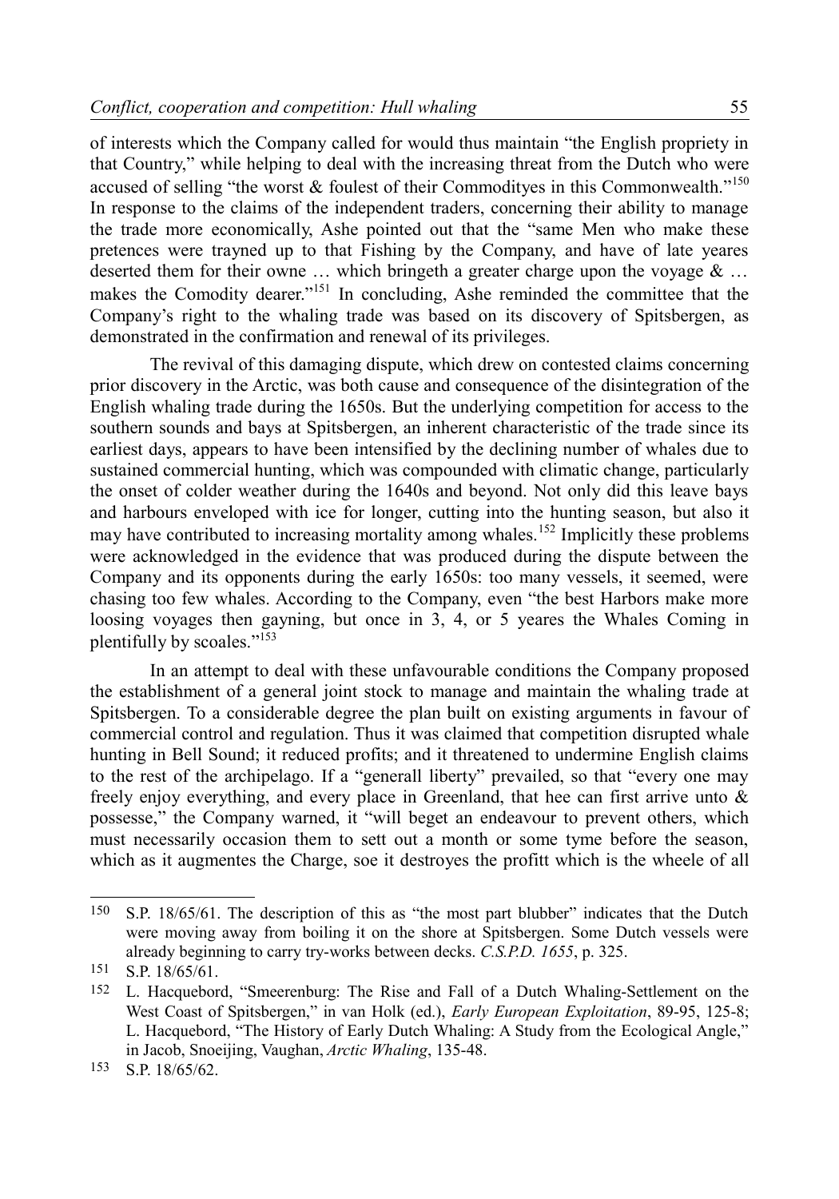of interests which the Company called for would thus maintain "the English propriety in that Country," while helping to deal with the increasing threat from the Dutch who were accused of selling "the worst & foulest of their Commodityes in this Commonwealth."[150] In response to the claims of the independent traders, concerning their ability to manage the trade more economically, Ashe pointed out that the "same Men who make these pretences were trayned up to that Fishing by the Company, and have of late yeares deserted them for their owne … which bringeth a greater charge upon the voyage & … makes the Comodity dearer."[151] In concluding, Ashe reminded the committee that the Company's right to the whaling trade was based on its discovery of Spitsbergen, as demonstrated in the confirmation and renewal of its privileges.

The revival of this damaging dispute, which drew on contested claims concerning prior discovery in the Arctic, was both cause and consequence of the disintegration of the English whaling trade during the 1650s. But the underlying competition for access to the southern sounds and bays at Spitsbergen, an inherent characteristic of the trade since its earliest days, appears to have been intensified by the declining number of whales due to sustained commercial hunting, which was compounded with climatic change, particularly the onset of colder weather during the 1640s and beyond. Not only did this leave bays and harbours enveloped with ice for longer, cutting into the hunting season, but also it may have contributed to increasing mortality among whales.[152] Implicitly these problems were acknowledged in the evidence that was produced during the dispute between the Company and its opponents during the early 1650s: too many vessels, it seemed, were chasing too few whales. According to the Company, even "the best Harbors make more loosing voyages then gayning, but once in 3, 4, or 5 yeares the Whales Coming in plentifully by scoales."[153]

In an attempt to deal with these unfavourable conditions the Company proposed the establishment of a general joint stock to manage and maintain the whaling trade at Spitsbergen. To a considerable degree the plan built on existing arguments in favour of commercial control and regulation. Thus it was claimed that competition disrupted whale hunting in Bell Sound; it reduced profits; and it threatened to undermine English claims to the rest of the archipelago. If a "generall liberty" prevailed, so that "every one may freely enjoy everything, and every place in Greenland, that hee can first arrive unto & possesse," the Company warned, it "will beget an endeavour to prevent others, which must necessarily occasion them to sett out a month or some tyme before the season, which as it augmentes the Charge, soe it destroyes the profitt which is the wheele of all

---

150 S.P. 18/65/61. The description of this as "the most part blubber" indicates that the Dutch were moving away from boiling it on the shore at Spitsbergen. Some Dutch vessels were already beginning to carry try-works between decks. *C.S.P.D. 1655*, p. 325.

151 S.P. 18/65/61.

152 L. Hacquebord, "Smeerenburg: The Rise and Fall of a Dutch Whaling-Settlement on the West Coast of Spitsbergen," in van Holk (ed.), *Early European Exploitation*, 89-95, 125-8; L. Hacquebord, "The History of Early Dutch Whaling: A Study from the Ecological Angle," in Jacob, Snoeijing, Vaughan, *Arctic Whaling*, 135-48.

153 S.P. 18/65/62.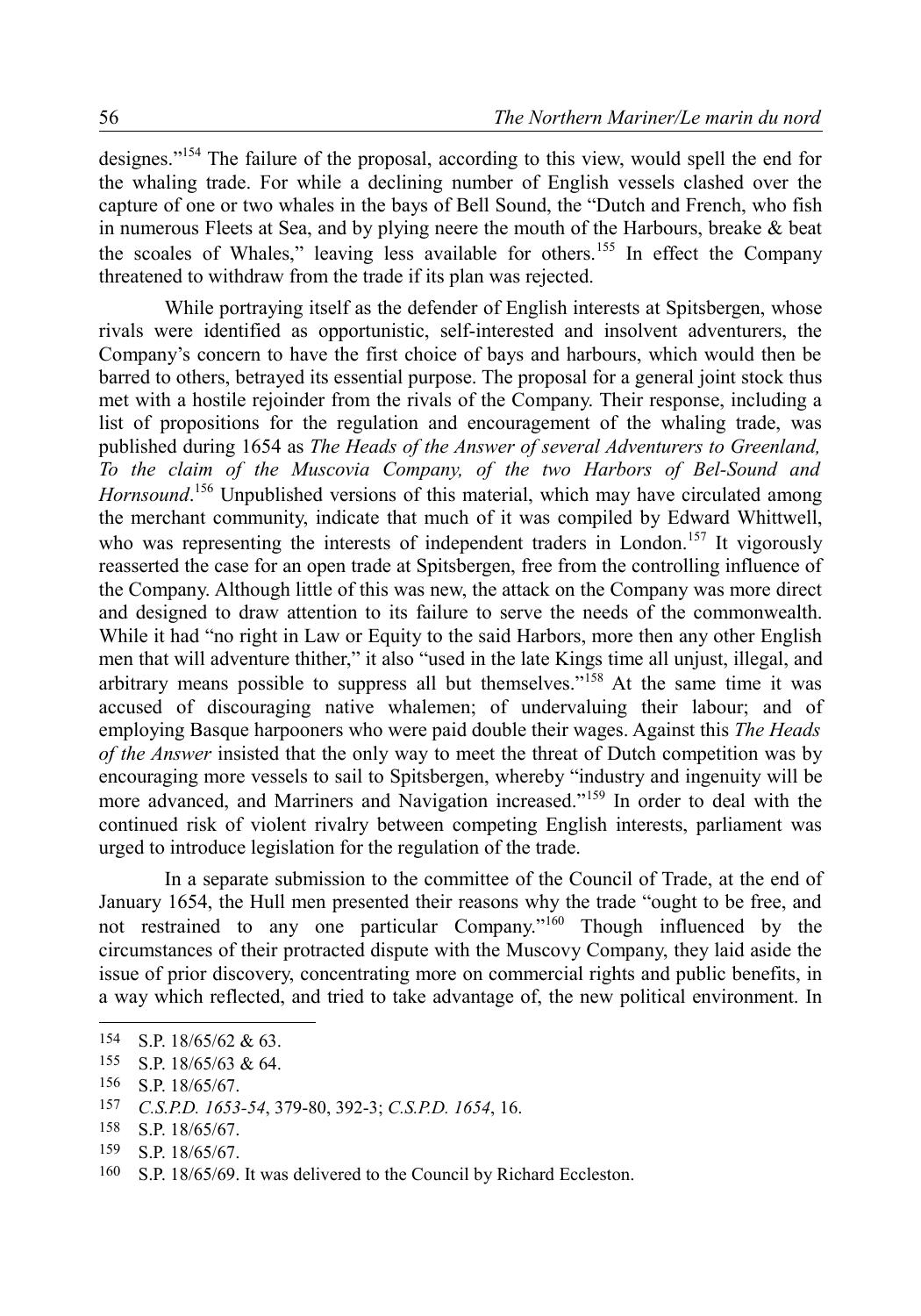designes."[154] The failure of the proposal, according to this view, would spell the end for the whaling trade. For while a declining number of English vessels clashed over the capture of one or two whales in the bays of Bell Sound, the "Dutch and French, who fish in numerous Fleets at Sea, and by plying neere the mouth of the Harbours, breake & beat the scoales of Whales," leaving less available for others.[155] In effect the Company threatened to withdraw from the trade if its plan was rejected.

While portraying itself as the defender of English interests at Spitsbergen, whose rivals were identified as opportunistic, self-interested and insolvent adventurers, the Company's concern to have the first choice of bays and harbours, which would then be barred to others, betrayed its essential purpose. The proposal for a general joint stock thus met with a hostile rejoinder from the rivals of the Company. Their response, including a list of propositions for the regulation and encouragement of the whaling trade, was published during 1654 as *The Heads of the Answer of several Adventurers to Greenland, To the claim of the Muscovia Company, of the two Harbors of Bel-Sound and Hornsound*.[156] Unpublished versions of this material, which may have circulated among the merchant community, indicate that much of it was compiled by Edward Whittwell, who was representing the interests of independent traders in London.[157] It vigorously reasserted the case for an open trade at Spitsbergen, free from the controlling influence of the Company. Although little of this was new, the attack on the Company was more direct and designed to draw attention to its failure to serve the needs of the commonwealth. While it had "no right in Law or Equity to the said Harbors, more then any other English men that will adventure thither," it also "used in the late Kings time all unjust, illegal, and arbitrary means possible to suppress all but themselves."[158] At the same time it was accused of discouraging native whalemen; of undervaluing their labour; and of employing Basque harpooners who were paid double their wages. Against this *The Heads of the Answer* insisted that the only way to meet the threat of Dutch competition was by encouraging more vessels to sail to Spitsbergen, whereby "industry and ingenuity will be more advanced, and Marriners and Navigation increased."[159] In order to deal with the continued risk of violent rivalry between competing English interests, parliament was urged to introduce legislation for the regulation of the trade.

In a separate submission to the committee of the Council of Trade, at the end of January 1654, the Hull men presented their reasons why the trade "ought to be free, and not restrained to any one particular Company."[160] Though influenced by the circumstances of their protracted dispute with the Muscovy Company, they laid aside the issue of prior discovery, concentrating more on commercial rights and public benefits, in a way which reflected, and tried to take advantage of, the new political environment. In

---

154 S.P. 18/65/62 & 63.

155 S.P. 18/65/63 & 64.

156 S.P. 18/65/67.

157 *C.S.P.D. 1653-54*, 379-80, 392-3; *C.S.P.D. 1654*, 16.

158 S.P. 18/65/67.

159 S.P. 18/65/67.

160 S.P. 18/65/69. It was delivered to the Council by Richard Eccleston.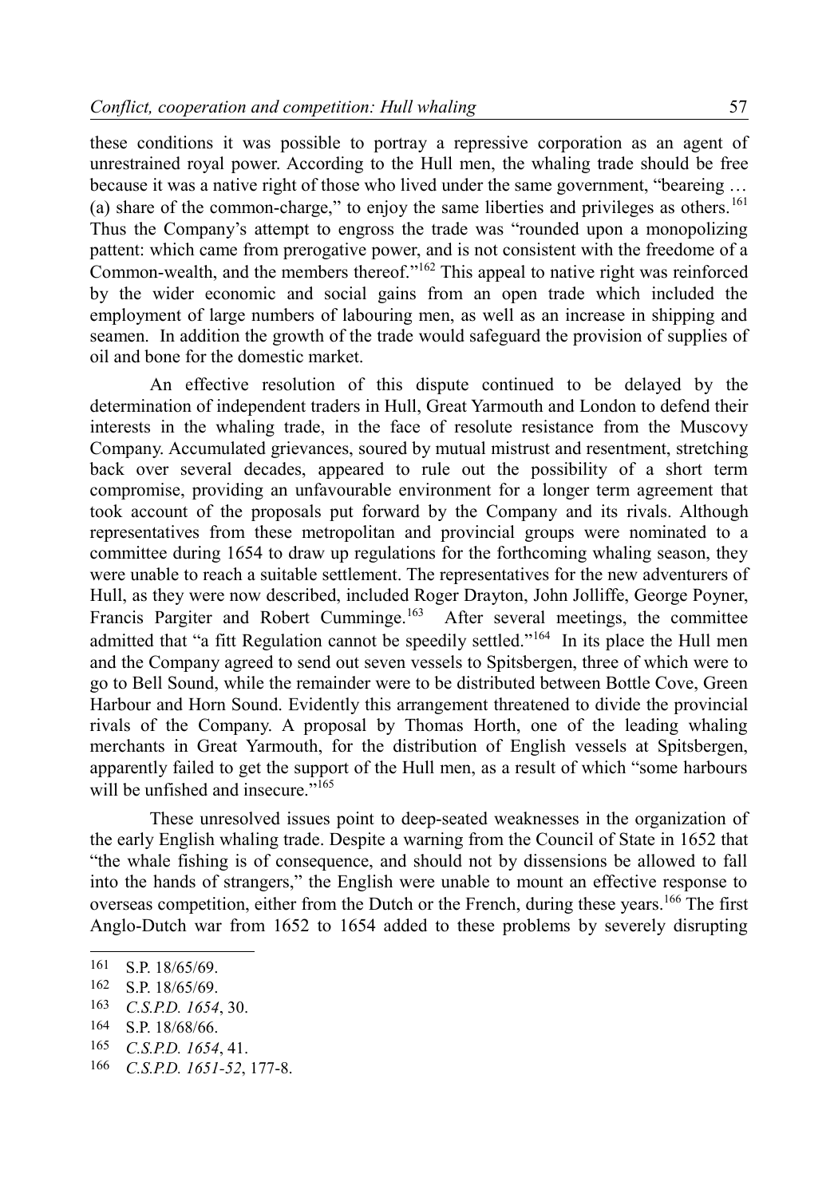these conditions it was possible to portray a repressive corporation as an agent of unrestrained royal power. According to the Hull men, the whaling trade should be free because it was a native right of those who lived under the same government, "beareing … (a) share of the common-charge," to enjoy the same liberties and privileges as others.[161] Thus the Company's attempt to engross the trade was "rounded upon a monopolizing pattent: which came from prerogative power, and is not consistent with the freedome of a Common-wealth, and the members thereof."[162] This appeal to native right was reinforced by the wider economic and social gains from an open trade which included the employment of large numbers of labouring men, as well as an increase in shipping and seamen. In addition the growth of the trade would safeguard the provision of supplies of oil and bone for the domestic market.

An effective resolution of this dispute continued to be delayed by the determination of independent traders in Hull, Great Yarmouth and London to defend their interests in the whaling trade, in the face of resolute resistance from the Muscovy Company. Accumulated grievances, soured by mutual mistrust and resentment, stretching back over several decades, appeared to rule out the possibility of a short term compromise, providing an unfavourable environment for a longer term agreement that took account of the proposals put forward by the Company and its rivals. Although representatives from these metropolitan and provincial groups were nominated to a committee during 1654 to draw up regulations for the forthcoming whaling season, they were unable to reach a suitable settlement. The representatives for the new adventurers of Hull, as they were now described, included Roger Drayton, John Jolliffe, George Poyner, Francis Pargiter and Robert Cumminge.[163] After several meetings, the committee admitted that "a fitt Regulation cannot be speedily settled."[164] In its place the Hull men and the Company agreed to send out seven vessels to Spitsbergen, three of which were to go to Bell Sound, while the remainder were to be distributed between Bottle Cove, Green Harbour and Horn Sound. Evidently this arrangement threatened to divide the provincial rivals of the Company. A proposal by Thomas Horth, one of the leading whaling merchants in Great Yarmouth, for the distribution of English vessels at Spitsbergen, apparently failed to get the support of the Hull men, as a result of which "some harbours will be unfished and insecure."[165]

These unresolved issues point to deep-seated weaknesses in the organization of the early English whaling trade. Despite a warning from the Council of State in 1652 that "the whale fishing is of consequence, and should not by dissensions be allowed to fall into the hands of strangers," the English were unable to mount an effective response to overseas competition, either from the Dutch or the French, during these years.[166] The first Anglo-Dutch war from 1652 to 1654 added to these problems by severely disrupting

---

161 S.P. 18/65/69.

162 S.P. 18/65/69.

163 *C.S.P.D. 1654*, 30.

164 S.P. 18/68/66.

165 *C.S.P.D. 1654*, 41.

166 *C.S.P.D. 1651-52*, 177-8.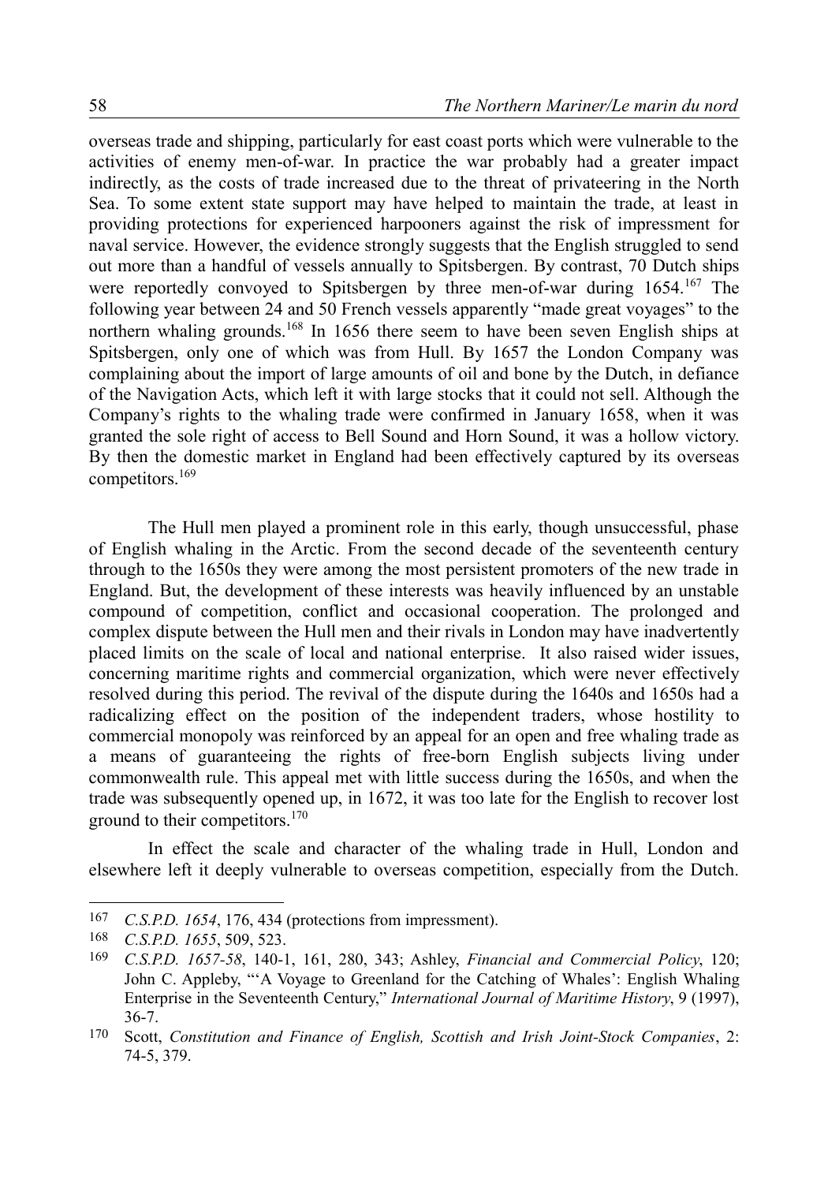overseas trade and shipping, particularly for east coast ports which were vulnerable to the activities of enemy men-of-war. In practice the war probably had a greater impact indirectly, as the costs of trade increased due to the threat of privateering in the North Sea. To some extent state support may have helped to maintain the trade, at least in providing protections for experienced harpooners against the risk of impressment for naval service. However, the evidence strongly suggests that the English struggled to send out more than a handful of vessels annually to Spitsbergen. By contrast, 70 Dutch ships were reportedly convoyed to Spitsbergen by three men-of-war during 1654.[167] The following year between 24 and 50 French vessels apparently "made great voyages" to the northern whaling grounds.[168] In 1656 there seem to have been seven English ships at Spitsbergen, only one of which was from Hull. By 1657 the London Company was complaining about the import of large amounts of oil and bone by the Dutch, in defiance of the Navigation Acts, which left it with large stocks that it could not sell. Although the Company's rights to the whaling trade were confirmed in January 1658, when it was granted the sole right of access to Bell Sound and Horn Sound, it was a hollow victory. By then the domestic market in England had been effectively captured by its overseas competitors.[169]

The Hull men played a prominent role in this early, though unsuccessful, phase of English whaling in the Arctic. From the second decade of the seventeenth century through to the 1650s they were among the most persistent promoters of the new trade in England. But, the development of these interests was heavily influenced by an unstable compound of competition, conflict and occasional cooperation. The prolonged and complex dispute between the Hull men and their rivals in London may have inadvertently placed limits on the scale of local and national enterprise. It also raised wider issues, concerning maritime rights and commercial organization, which were never effectively resolved during this period. The revival of the dispute during the 1640s and 1650s had a radicalizing effect on the position of the independent traders, whose hostility to commercial monopoly was reinforced by an appeal for an open and free whaling trade as a means of guaranteeing the rights of free-born English subjects living under commonwealth rule. This appeal met with little success during the 1650s, and when the trade was subsequently opened up, in 1672, it was too late for the English to recover lost ground to their competitors.[170]

In effect the scale and character of the whaling trade in Hull, London and elsewhere left it deeply vulnerable to overseas competition, especially from the Dutch.

---

167 *C.S.P.D. 1654*, 176, 434 (protections from impressment).

168 *C.S.P.D. 1655*, 509, 523.

169 *C.S.P.D. 1657-58*, 140-1, 161, 280, 343; Ashley, *Financial and Commercial Policy*, 120; John C. Appleby, "'A Voyage to Greenland for the Catching of Whales': English Whaling Enterprise in the Seventeenth Century," *International Journal of Maritime History*, 9 (1997), 36-7.

170 Scott, *Constitution and Finance of English, Scottish and Irish Joint-Stock Companies*, 2: 74-5, 379.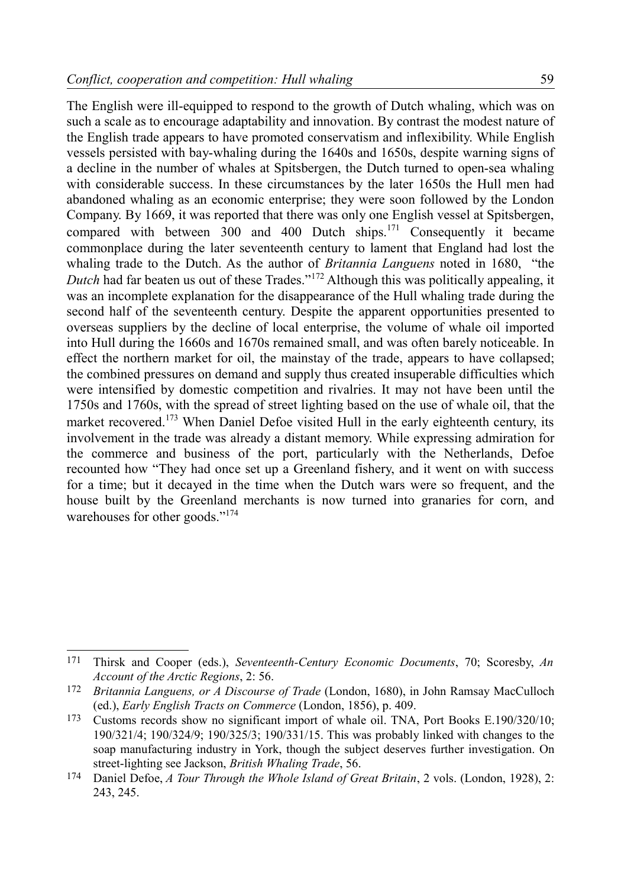The English were ill-equipped to respond to the growth of Dutch whaling, which was on such a scale as to encourage adaptability and innovation. By contrast the modest nature of the English trade appears to have promoted conservatism and inflexibility. While English vessels persisted with bay-whaling during the 1640s and 1650s, despite warning signs of a decline in the number of whales at Spitsbergen, the Dutch turned to open-sea whaling with considerable success. In these circumstances by the later 1650s the Hull men had abandoned whaling as an economic enterprise; they were soon followed by the London Company. By 1669, it was reported that there was only one English vessel at Spitsbergen, compared with between 300 and 400 Dutch ships.[171] Consequently it became commonplace during the later seventeenth century to lament that England had lost the whaling trade to the Dutch. As the author of *Britannia Languens* noted in 1680, "the *Dutch* had far beaten us out of these Trades."[172] Although this was politically appealing, it was an incomplete explanation for the disappearance of the Hull whaling trade during the second half of the seventeenth century. Despite the apparent opportunities presented to overseas suppliers by the decline of local enterprise, the volume of whale oil imported into Hull during the 1660s and 1670s remained small, and was often barely noticeable. In effect the northern market for oil, the mainstay of the trade, appears to have collapsed; the combined pressures on demand and supply thus created insuperable difficulties which were intensified by domestic competition and rivalries. It may not have been until the 1750s and 1760s, with the spread of street lighting based on the use of whale oil, that the market recovered.[173] When Daniel Defoe visited Hull in the early eighteenth century, its involvement in the trade was already a distant memory. While expressing admiration for the commerce and business of the port, particularly with the Netherlands, Defoe recounted how "They had once set up a Greenland fishery, and it went on with success for a time; but it decayed in the time when the Dutch wars were so frequent, and the house built by the Greenland merchants is now turned into granaries for corn, and warehouses for other goods."[174]

---

171 Thirsk and Cooper (eds.), *Seventeenth-Century Economic Documents*, 70; Scoresby, *An Account of the Arctic Regions*, 2: 56.

172 *Britannia Languens, or A Discourse of Trade* (London, 1680), in John Ramsay MacCulloch (ed.), *Early English Tracts on Commerce* (London, 1856), p. 409.

173 Customs records show no significant import of whale oil. TNA, Port Books E.190/320/10; 190/321/4; 190/324/9; 190/325/3; 190/331/15. This was probably linked with changes to the soap manufacturing industry in York, though the subject deserves further investigation. On street-lighting see Jackson, *British Whaling Trade*, 56.

174 Daniel Defoe, *A Tour Through the Whole Island of Great Britain*, 2 vols. (London, 1928), 2: 243, 245.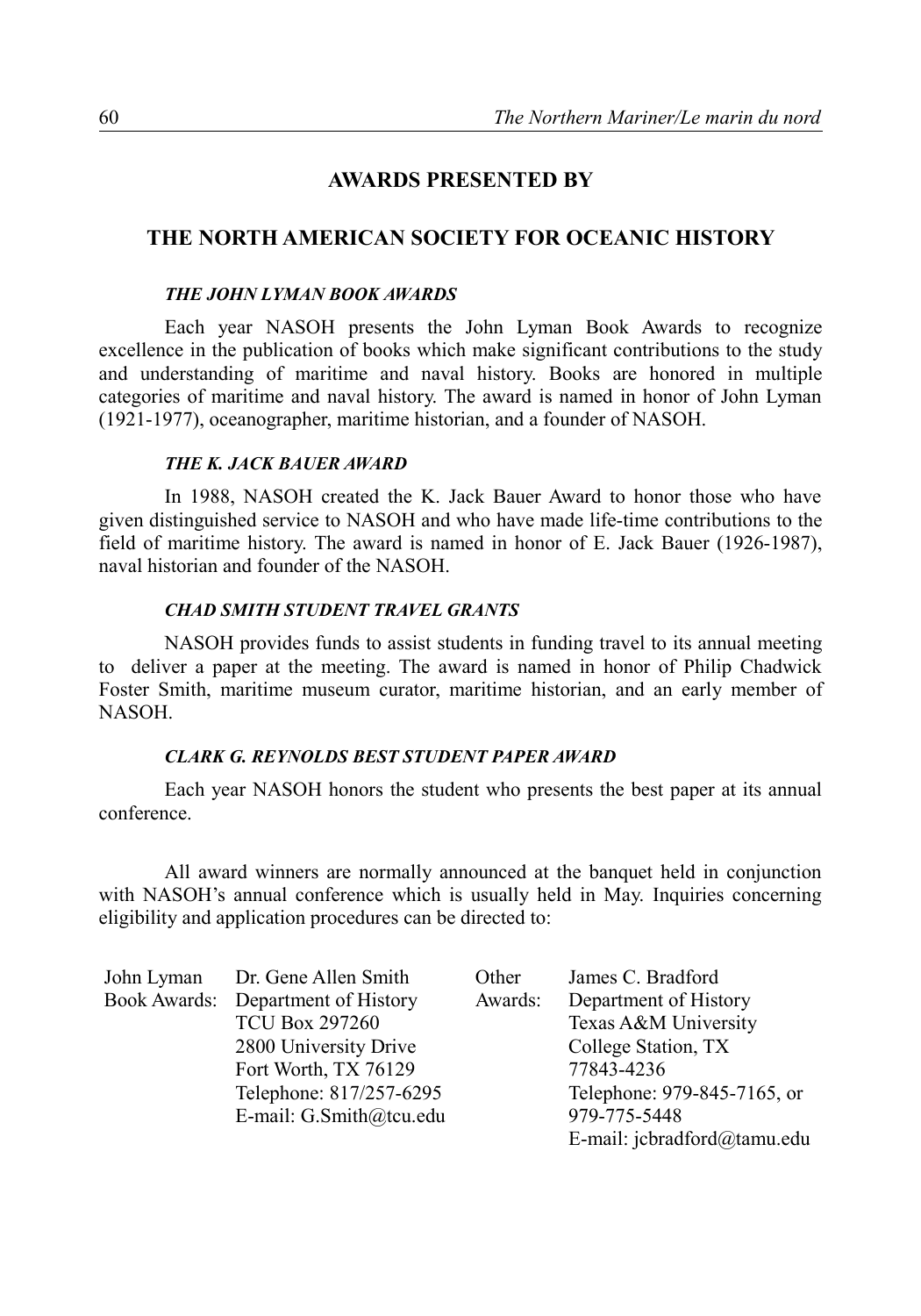## AWARDS PRESENTED BY

## THE NORTH AMERICAN SOCIETY FOR OCEANIC HISTORY

### *THE JOHN LYMAN BOOK AWARDS*

Each year NASOH presents the John Lyman Book Awards to recognize excellence in the publication of books which make significant contributions to the study and understanding of maritime and naval history. Books are honored in multiple categories of maritime and naval history. The award is named in honor of John Lyman (1921-1977), oceanographer, maritime historian, and a founder of NASOH.

### *THE K. JACK BAUER AWARD*

In 1988, NASOH created the K. Jack Bauer Award to honor those who have given distinguished service to NASOH and who have made life-time contributions to the field of maritime history. The award is named in honor of E. Jack Bauer (1926-1987), naval historian and founder of the NASOH.

### *CHAD SMITH STUDENT TRAVEL GRANTS*

NASOH provides funds to assist students in funding travel to its annual meeting to deliver a paper at the meeting. The award is named in honor of Philip Chadwick Foster Smith, maritime museum curator, maritime historian, and an early member of NASOH.

### *CLARK G. REYNOLDS BEST STUDENT PAPER AWARD*

Each year NASOH honors the student who presents the best paper at its annual conference.

All award winners are normally announced at the banquet held in conjunction with NASOH's annual conference which is usually held in May. Inquiries concerning eligibility and application procedures can be directed to:

| | | | |
|---|---|---|---|
| John Lyman Book Awards: | Dr. Gene Allen Smith<br>Department of History<br>TCU Box 297260<br>2800 University Drive<br>Fort Worth, TX 76129<br>Telephone: 817/257-6295<br>E-mail: G.Smith@tcu.edu | Other Awards: | James C. Bradford<br>Department of History<br>Texas A&M University<br>College Station, TX<br>77843-4236<br>Telephone: 979-845-7165, or<br>979-775-5448<br>E-mail: jcbradford@tamu.edu |